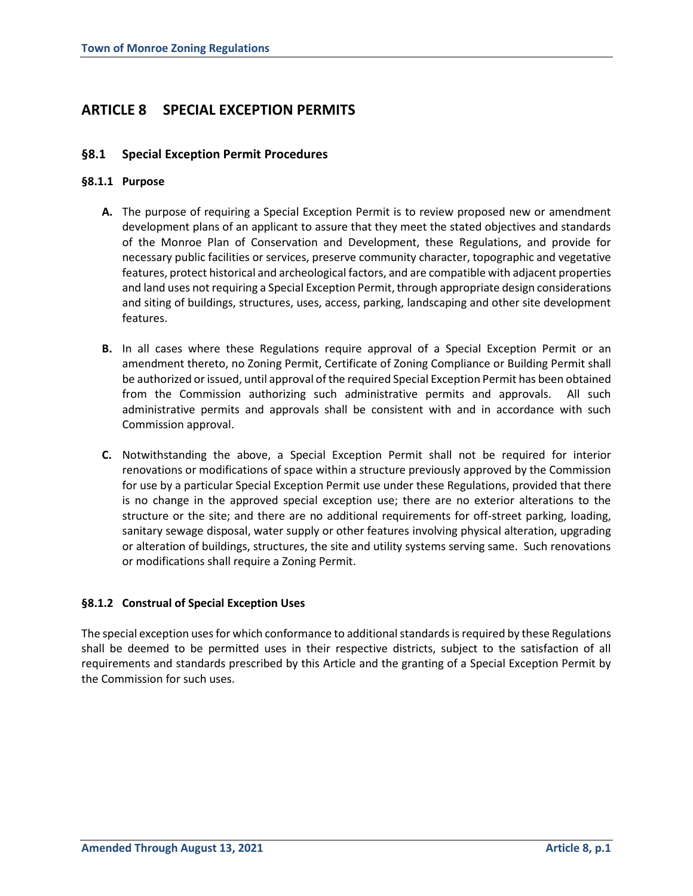# ARTICLE 8 SPECIAL EXCEPTION PERMITS

## §8.1 Special Exception Permit Procedures

### §8.1.1 Purpose

**A.** The purpose of requiring a Special Exception Permit is to review proposed new or amendment development plans of an applicant to assure that they meet the stated objectives and standards of the Monroe Plan of Conservation and Development, these Regulations, and provide for necessary public facilities or services, preserve community character, topographic and vegetative features, protect historical and archeological factors, and are compatible with adjacent properties and land uses not requiring a Special Exception Permit, through appropriate design considerations and siting of buildings, structures, uses, access, parking, landscaping and other site development features.

**B.** In all cases where these Regulations require approval of a Special Exception Permit or an amendment thereto, no Zoning Permit, Certificate of Zoning Compliance or Building Permit shall be authorized or issued, until approval of the required Special Exception Permit has been obtained from the Commission authorizing such administrative permits and approvals. All such administrative permits and approvals shall be consistent with and in accordance with such Commission approval.

**C.** Notwithstanding the above, a Special Exception Permit shall not be required for interior renovations or modifications of space within a structure previously approved by the Commission for use by a particular Special Exception Permit use under these Regulations, provided that there is no change in the approved special exception use; there are no exterior alterations to the structure or the site; and there are no additional requirements for off-street parking, loading, sanitary sewage disposal, water supply or other features involving physical alteration, upgrading or alteration of buildings, structures, the site and utility systems serving same. Such renovations or modifications shall require a Zoning Permit.

### §8.1.2 Construal of Special Exception Uses

The special exception uses for which conformance to additional standards is required by these Regulations shall be deemed to be permitted uses in their respective districts, subject to the satisfaction of all requirements and standards prescribed by this Article and the granting of a Special Exception Permit by the Commission for such uses.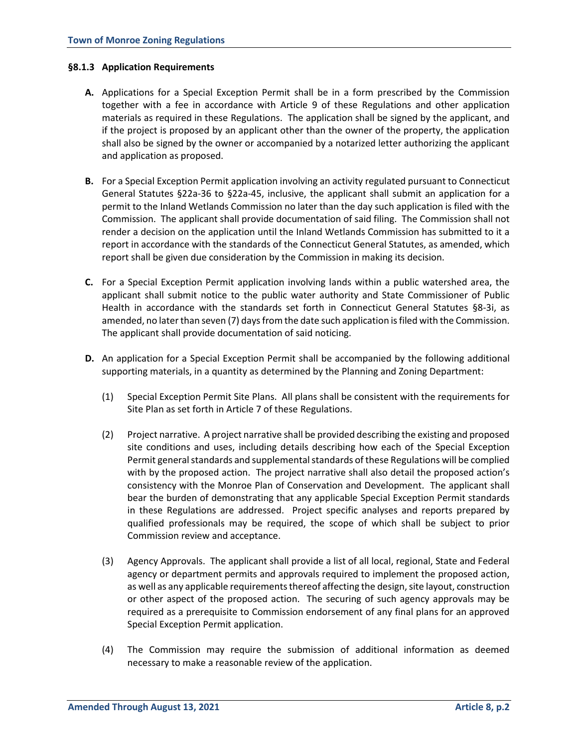### §8.1.3 Application Requirements

**A.** Applications for a Special Exception Permit shall be in a form prescribed by the Commission together with a fee in accordance with Article 9 of these Regulations and other application materials as required in these Regulations. The application shall be signed by the applicant, and if the project is proposed by an applicant other than the owner of the property, the application shall also be signed by the owner or accompanied by a notarized letter authorizing the applicant and application as proposed.

**B.** For a Special Exception Permit application involving an activity regulated pursuant to Connecticut General Statutes §22a-36 to §22a-45, inclusive, the applicant shall submit an application for a permit to the Inland Wetlands Commission no later than the day such application is filed with the Commission. The applicant shall provide documentation of said filing. The Commission shall not render a decision on the application until the Inland Wetlands Commission has submitted to it a report in accordance with the standards of the Connecticut General Statutes, as amended, which report shall be given due consideration by the Commission in making its decision.

**C.** For a Special Exception Permit application involving lands within a public watershed area, the applicant shall submit notice to the public water authority and State Commissioner of Public Health in accordance with the standards set forth in Connecticut General Statutes §8-3i, as amended, no later than seven (7) days from the date such application is filed with the Commission. The applicant shall provide documentation of said noticing.

**D.** An application for a Special Exception Permit shall be accompanied by the following additional supporting materials, in a quantity as determined by the Planning and Zoning Department:

(1) Special Exception Permit Site Plans. All plans shall be consistent with the requirements for Site Plan as set forth in Article 7 of these Regulations.

(2) Project narrative. A project narrative shall be provided describing the existing and proposed site conditions and uses, including details describing how each of the Special Exception Permit general standards and supplemental standards of these Regulations will be complied with by the proposed action. The project narrative shall also detail the proposed action's consistency with the Monroe Plan of Conservation and Development. The applicant shall bear the burden of demonstrating that any applicable Special Exception Permit standards in these Regulations are addressed. Project specific analyses and reports prepared by qualified professionals may be required, the scope of which shall be subject to prior Commission review and acceptance.

(3) Agency Approvals. The applicant shall provide a list of all local, regional, State and Federal agency or department permits and approvals required to implement the proposed action, as well as any applicable requirements thereof affecting the design, site layout, construction or other aspect of the proposed action. The securing of such agency approvals may be required as a prerequisite to Commission endorsement of any final plans for an approved Special Exception Permit application.

(4) The Commission may require the submission of additional information as deemed necessary to make a reasonable review of the application.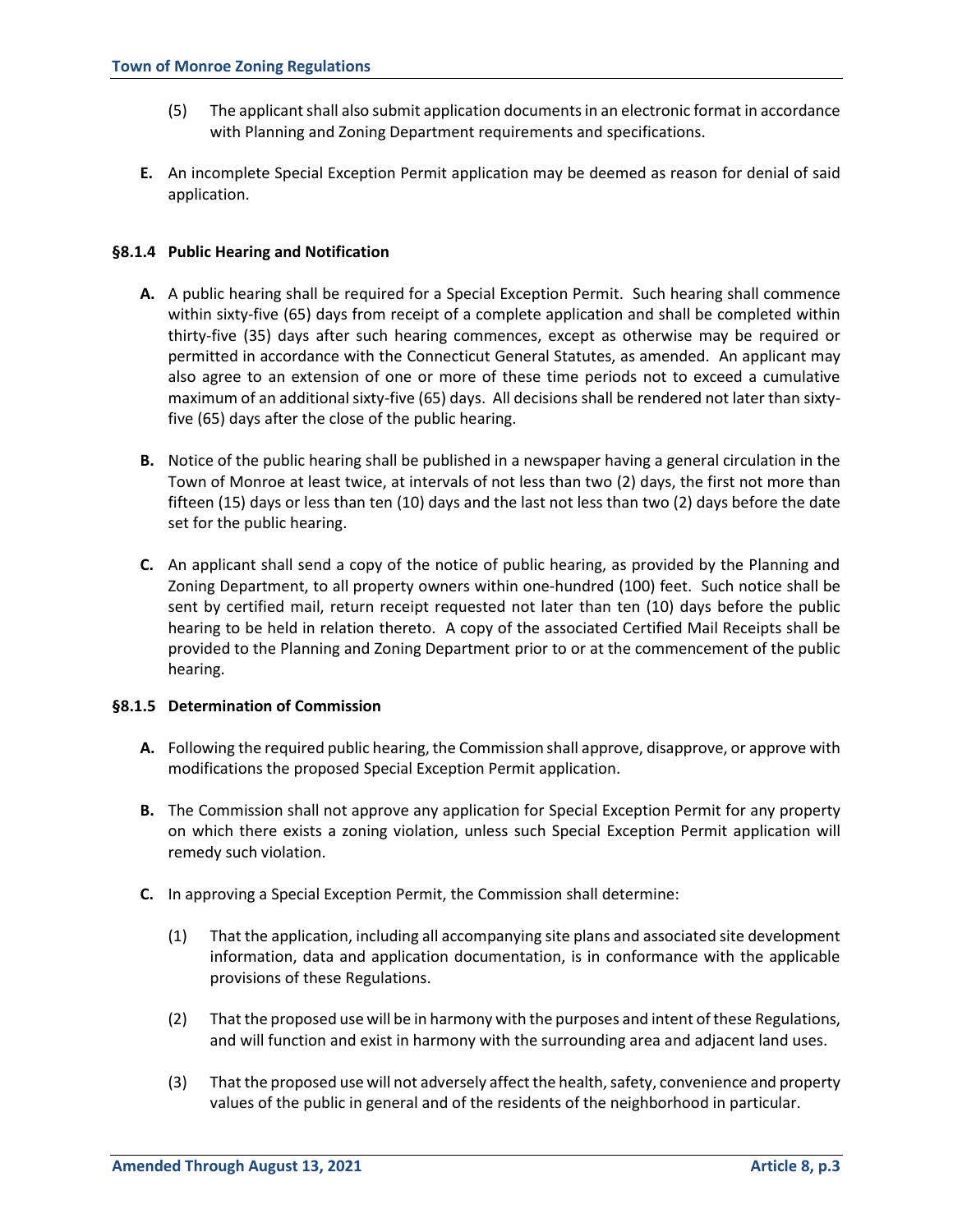(5) The applicant shall also submit application documents in an electronic format in accordance with Planning and Zoning Department requirements and specifications.

**E.** An incomplete Special Exception Permit application may be deemed as reason for denial of said application.

### §8.1.4 Public Hearing and Notification

**A.** A public hearing shall be required for a Special Exception Permit. Such hearing shall commence within sixty-five (65) days from receipt of a complete application and shall be completed within thirty-five (35) days after such hearing commences, except as otherwise may be required or permitted in accordance with the Connecticut General Statutes, as amended. An applicant may also agree to an extension of one or more of these time periods not to exceed a cumulative maximum of an additional sixty-five (65) days. All decisions shall be rendered not later than sixty-five (65) days after the close of the public hearing.

**B.** Notice of the public hearing shall be published in a newspaper having a general circulation in the Town of Monroe at least twice, at intervals of not less than two (2) days, the first not more than fifteen (15) days or less than ten (10) days and the last not less than two (2) days before the date set for the public hearing.

**C.** An applicant shall send a copy of the notice of public hearing, as provided by the Planning and Zoning Department, to all property owners within one-hundred (100) feet. Such notice shall be sent by certified mail, return receipt requested not later than ten (10) days before the public hearing to be held in relation thereto. A copy of the associated Certified Mail Receipts shall be provided to the Planning and Zoning Department prior to or at the commencement of the public hearing.

### §8.1.5 Determination of Commission

**A.** Following the required public hearing, the Commission shall approve, disapprove, or approve with modifications the proposed Special Exception Permit application.

**B.** The Commission shall not approve any application for Special Exception Permit for any property on which there exists a zoning violation, unless such Special Exception Permit application will remedy such violation.

**C.** In approving a Special Exception Permit, the Commission shall determine:

(1) That the application, including all accompanying site plans and associated site development information, data and application documentation, is in conformance with the applicable provisions of these Regulations.

(2) That the proposed use will be in harmony with the purposes and intent of these Regulations, and will function and exist in harmony with the surrounding area and adjacent land uses.

(3) That the proposed use will not adversely affect the health, safety, convenience and property values of the public in general and of the residents of the neighborhood in particular.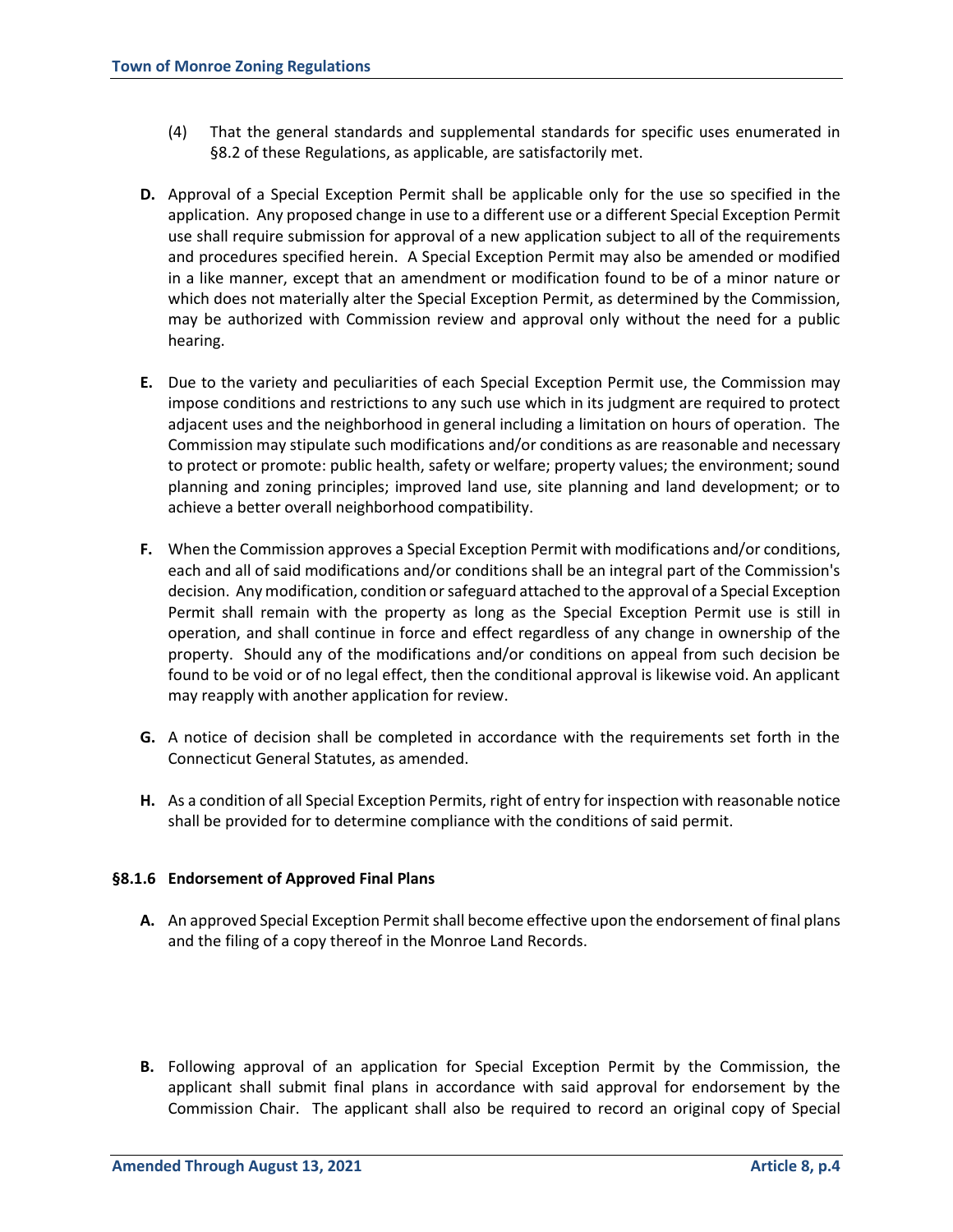(4) That the general standards and supplemental standards for specific uses enumerated in §8.2 of these Regulations, as applicable, are satisfactorily met.

**D.** Approval of a Special Exception Permit shall be applicable only for the use so specified in the application. Any proposed change in use to a different use or a different Special Exception Permit use shall require submission for approval of a new application subject to all of the requirements and procedures specified herein. A Special Exception Permit may also be amended or modified in a like manner, except that an amendment or modification found to be of a minor nature or which does not materially alter the Special Exception Permit, as determined by the Commission, may be authorized with Commission review and approval only without the need for a public hearing.

**E.** Due to the variety and peculiarities of each Special Exception Permit use, the Commission may impose conditions and restrictions to any such use which in its judgment are required to protect adjacent uses and the neighborhood in general including a limitation on hours of operation. The Commission may stipulate such modifications and/or conditions as are reasonable and necessary to protect or promote: public health, safety or welfare; property values; the environment; sound planning and zoning principles; improved land use, site planning and land development; or to achieve a better overall neighborhood compatibility.

**F.** When the Commission approves a Special Exception Permit with modifications and/or conditions, each and all of said modifications and/or conditions shall be an integral part of the Commission's decision. Any modification, condition or safeguard attached to the approval of a Special Exception Permit shall remain with the property as long as the Special Exception Permit use is still in operation, and shall continue in force and effect regardless of any change in ownership of the property. Should any of the modifications and/or conditions on appeal from such decision be found to be void or of no legal effect, then the conditional approval is likewise void. An applicant may reapply with another application for review.

**G.** A notice of decision shall be completed in accordance with the requirements set forth in the Connecticut General Statutes, as amended.

**H.** As a condition of all Special Exception Permits, right of entry for inspection with reasonable notice shall be provided for to determine compliance with the conditions of said permit.

### §8.1.6 Endorsement of Approved Final Plans

**A.** An approved Special Exception Permit shall become effective upon the endorsement of final plans and the filing of a copy thereof in the Monroe Land Records.

**B.** Following approval of an application for Special Exception Permit by the Commission, the applicant shall submit final plans in accordance with said approval for endorsement by the Commission Chair. The applicant shall also be required to record an original copy of Special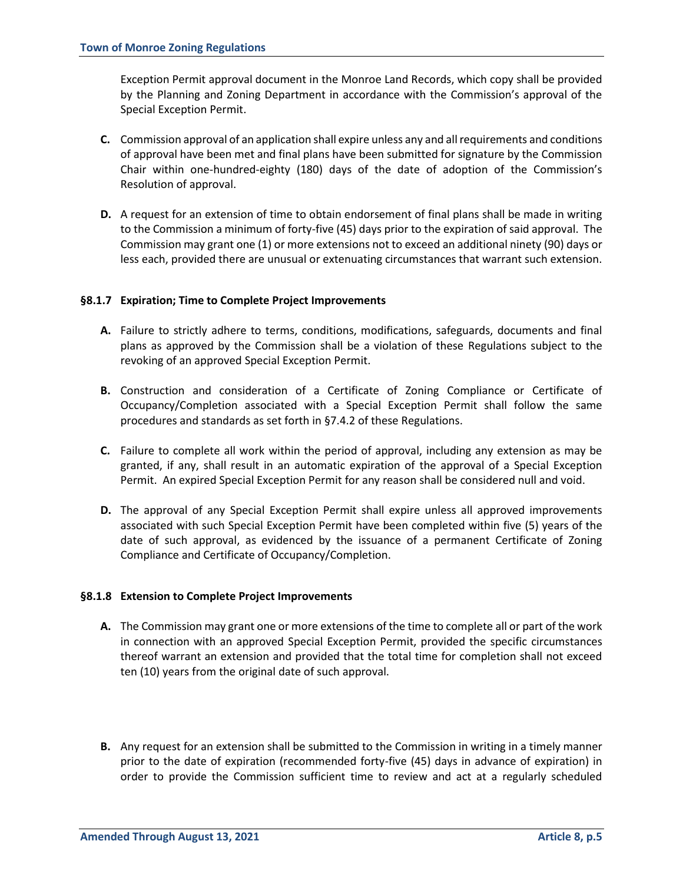Exception Permit approval document in the Monroe Land Records, which copy shall be provided by the Planning and Zoning Department in accordance with the Commission's approval of the Special Exception Permit.

**C.** Commission approval of an application shall expire unless any and all requirements and conditions of approval have been met and final plans have been submitted for signature by the Commission Chair within one-hundred-eighty (180) days of the date of adoption of the Commission's Resolution of approval.

**D.** A request for an extension of time to obtain endorsement of final plans shall be made in writing to the Commission a minimum of forty-five (45) days prior to the expiration of said approval. The Commission may grant one (1) or more extensions not to exceed an additional ninety (90) days or less each, provided there are unusual or extenuating circumstances that warrant such extension.

#### §8.1.7 Expiration; Time to Complete Project Improvements

**A.** Failure to strictly adhere to terms, conditions, modifications, safeguards, documents and final plans as approved by the Commission shall be a violation of these Regulations subject to the revoking of an approved Special Exception Permit.

**B.** Construction and consideration of a Certificate of Zoning Compliance or Certificate of Occupancy/Completion associated with a Special Exception Permit shall follow the same procedures and standards as set forth in §7.4.2 of these Regulations.

**C.** Failure to complete all work within the period of approval, including any extension as may be granted, if any, shall result in an automatic expiration of the approval of a Special Exception Permit. An expired Special Exception Permit for any reason shall be considered null and void.

**D.** The approval of any Special Exception Permit shall expire unless all approved improvements associated with such Special Exception Permit have been completed within five (5) years of the date of such approval, as evidenced by the issuance of a permanent Certificate of Zoning Compliance and Certificate of Occupancy/Completion.

#### §8.1.8 Extension to Complete Project Improvements

**A.** The Commission may grant one or more extensions of the time to complete all or part of the work in connection with an approved Special Exception Permit, provided the specific circumstances thereof warrant an extension and provided that the total time for completion shall not exceed ten (10) years from the original date of such approval.

**B.** Any request for an extension shall be submitted to the Commission in writing in a timely manner prior to the date of expiration (recommended forty-five (45) days in advance of expiration) in order to provide the Commission sufficient time to review and act at a regularly scheduled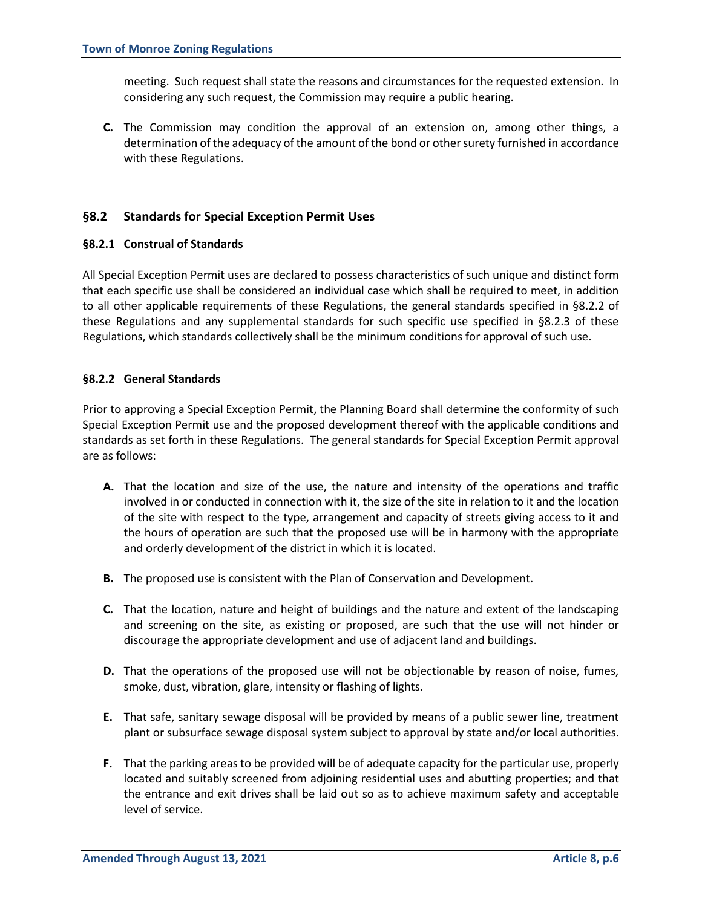meeting. Such request shall state the reasons and circumstances for the requested extension. In considering any such request, the Commission may require a public hearing.

**C.** The Commission may condition the approval of an extension on, among other things, a determination of the adequacy of the amount of the bond or other surety furnished in accordance with these Regulations.

## §8.2 Standards for Special Exception Permit Uses

### §8.2.1 Construal of Standards

All Special Exception Permit uses are declared to possess characteristics of such unique and distinct form that each specific use shall be considered an individual case which shall be required to meet, in addition to all other applicable requirements of these Regulations, the general standards specified in §8.2.2 of these Regulations and any supplemental standards for such specific use specified in §8.2.3 of these Regulations, which standards collectively shall be the minimum conditions for approval of such use.

### §8.2.2 General Standards

Prior to approving a Special Exception Permit, the Planning Board shall determine the conformity of such Special Exception Permit use and the proposed development thereof with the applicable conditions and standards as set forth in these Regulations. The general standards for Special Exception Permit approval are as follows:

**A.** That the location and size of the use, the nature and intensity of the operations and traffic involved in or conducted in connection with it, the size of the site in relation to it and the location of the site with respect to the type, arrangement and capacity of streets giving access to it and the hours of operation are such that the proposed use will be in harmony with the appropriate and orderly development of the district in which it is located.

**B.** The proposed use is consistent with the Plan of Conservation and Development.

**C.** That the location, nature and height of buildings and the nature and extent of the landscaping and screening on the site, as existing or proposed, are such that the use will not hinder or discourage the appropriate development and use of adjacent land and buildings.

**D.** That the operations of the proposed use will not be objectionable by reason of noise, fumes, smoke, dust, vibration, glare, intensity or flashing of lights.

**E.** That safe, sanitary sewage disposal will be provided by means of a public sewer line, treatment plant or subsurface sewage disposal system subject to approval by state and/or local authorities.

**F.** That the parking areas to be provided will be of adequate capacity for the particular use, properly located and suitably screened from adjoining residential uses and abutting properties; and that the entrance and exit drives shall be laid out so as to achieve maximum safety and acceptable level of service.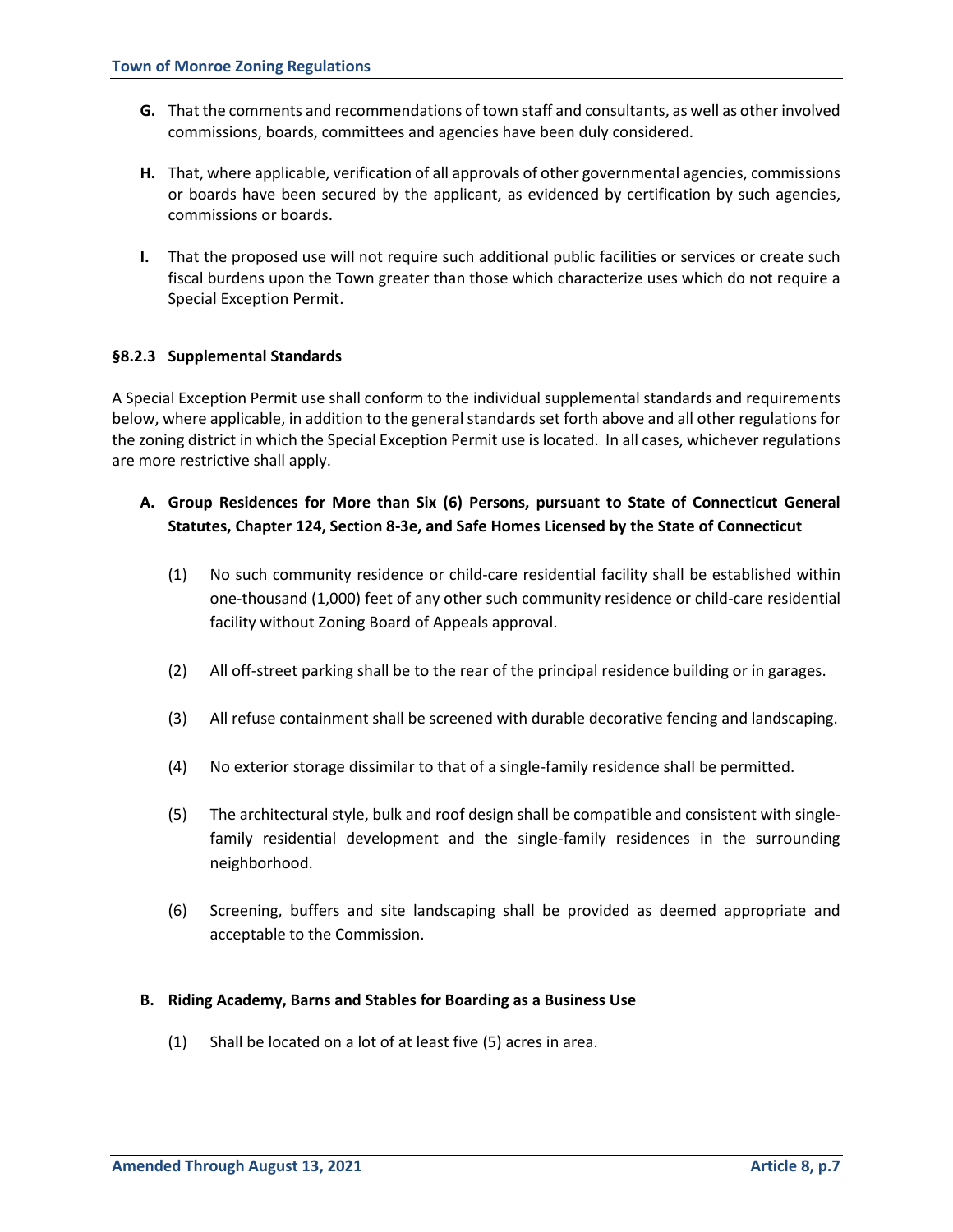**G.** That the comments and recommendations of town staff and consultants, as well as other involved commissions, boards, committees and agencies have been duly considered.

**H.** That, where applicable, verification of all approvals of other governmental agencies, commissions or boards have been secured by the applicant, as evidenced by certification by such agencies, commissions or boards.

**I.** That the proposed use will not require such additional public facilities or services or create such fiscal burdens upon the Town greater than those which characterize uses which do not require a Special Exception Permit.

### §8.2.3 Supplemental Standards

A Special Exception Permit use shall conform to the individual supplemental standards and requirements below, where applicable, in addition to the general standards set forth above and all other regulations for the zoning district in which the Special Exception Permit use is located. In all cases, whichever regulations are more restrictive shall apply.

**A. Group Residences for More than Six (6) Persons, pursuant to State of Connecticut General Statutes, Chapter 124, Section 8-3e, and Safe Homes Licensed by the State of Connecticut**

(1) No such community residence or child-care residential facility shall be established within one-thousand (1,000) feet of any other such community residence or child-care residential facility without Zoning Board of Appeals approval.

(2) All off-street parking shall be to the rear of the principal residence building or in garages.

(3) All refuse containment shall be screened with durable decorative fencing and landscaping.

(4) No exterior storage dissimilar to that of a single-family residence shall be permitted.

(5) The architectural style, bulk and roof design shall be compatible and consistent with single-family residential development and the single-family residences in the surrounding neighborhood.

(6) Screening, buffers and site landscaping shall be provided as deemed appropriate and acceptable to the Commission.

**B. Riding Academy, Barns and Stables for Boarding as a Business Use**

(1) Shall be located on a lot of at least five (5) acres in area.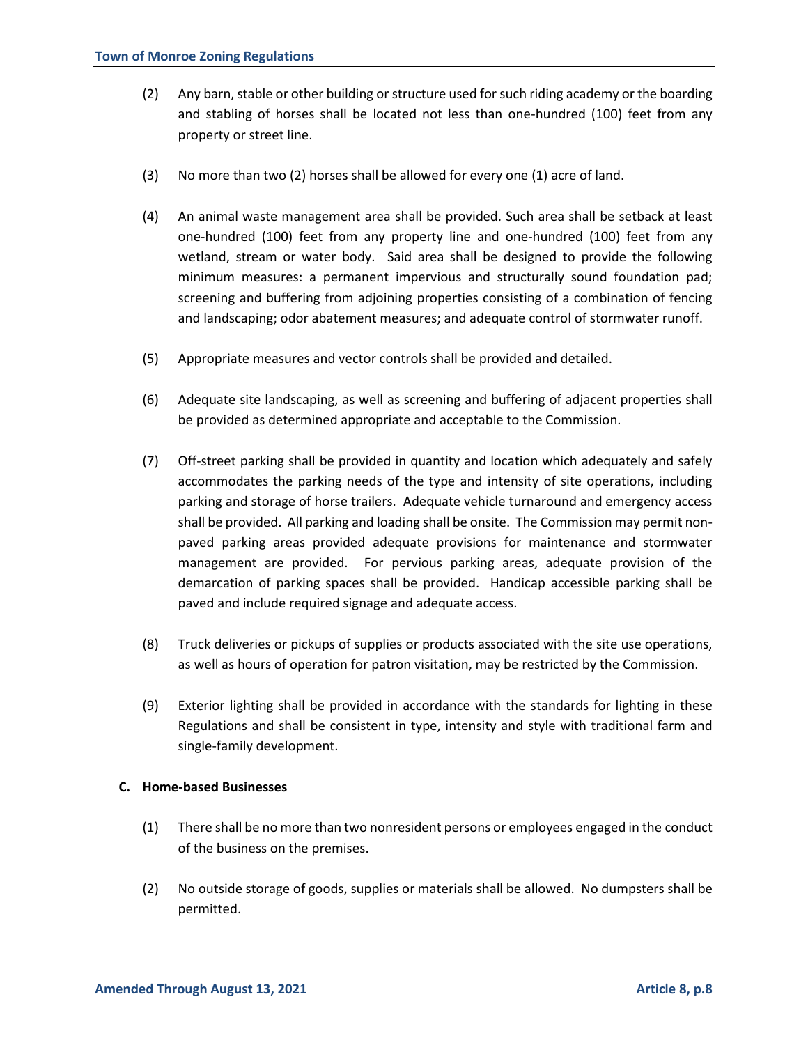(2) Any barn, stable or other building or structure used for such riding academy or the boarding and stabling of horses shall be located not less than one-hundred (100) feet from any property or street line.

(3) No more than two (2) horses shall be allowed for every one (1) acre of land.

(4) An animal waste management area shall be provided. Such area shall be setback at least one-hundred (100) feet from any property line and one-hundred (100) feet from any wetland, stream or water body. Said area shall be designed to provide the following minimum measures: a permanent impervious and structurally sound foundation pad; screening and buffering from adjoining properties consisting of a combination of fencing and landscaping; odor abatement measures; and adequate control of stormwater runoff.

(5) Appropriate measures and vector controls shall be provided and detailed.

(6) Adequate site landscaping, as well as screening and buffering of adjacent properties shall be provided as determined appropriate and acceptable to the Commission.

(7) Off-street parking shall be provided in quantity and location which adequately and safely accommodates the parking needs of the type and intensity of site operations, including parking and storage of horse trailers. Adequate vehicle turnaround and emergency access shall be provided. All parking and loading shall be onsite. The Commission may permit non-paved parking areas provided adequate provisions for maintenance and stormwater management are provided. For pervious parking areas, adequate provision of the demarcation of parking spaces shall be provided. Handicap accessible parking shall be paved and include required signage and adequate access.

(8) Truck deliveries or pickups of supplies or products associated with the site use operations, as well as hours of operation for patron visitation, may be restricted by the Commission.

(9) Exterior lighting shall be provided in accordance with the standards for lighting in these Regulations and shall be consistent in type, intensity and style with traditional farm and single-family development.

**C. Home-based Businesses**

(1) There shall be no more than two nonresident persons or employees engaged in the conduct of the business on the premises.

(2) No outside storage of goods, supplies or materials shall be allowed. No dumpsters shall be permitted.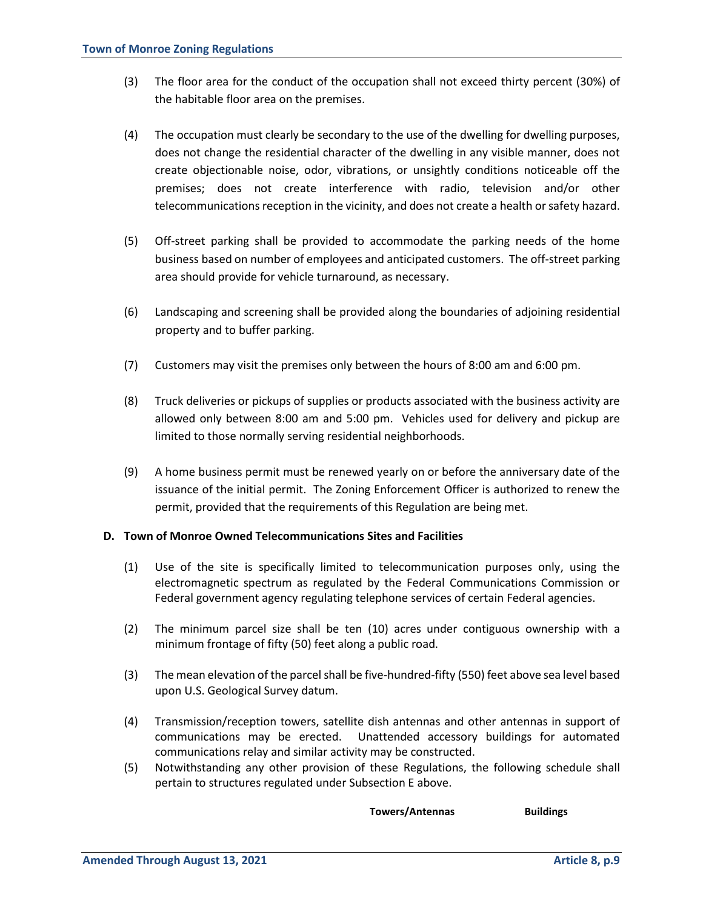(3) The floor area for the conduct of the occupation shall not exceed thirty percent (30%) of the habitable floor area on the premises.

(4) The occupation must clearly be secondary to the use of the dwelling for dwelling purposes, does not change the residential character of the dwelling in any visible manner, does not create objectionable noise, odor, vibrations, or unsightly conditions noticeable off the premises; does not create interference with radio, television and/or other telecommunications reception in the vicinity, and does not create a health or safety hazard.

(5) Off-street parking shall be provided to accommodate the parking needs of the home business based on number of employees and anticipated customers. The off-street parking area should provide for vehicle turnaround, as necessary.

(6) Landscaping and screening shall be provided along the boundaries of adjoining residential property and to buffer parking.

(7) Customers may visit the premises only between the hours of 8:00 am and 6:00 pm.

(8) Truck deliveries or pickups of supplies or products associated with the business activity are allowed only between 8:00 am and 5:00 pm. Vehicles used for delivery and pickup are limited to those normally serving residential neighborhoods.

(9) A home business permit must be renewed yearly on or before the anniversary date of the issuance of the initial permit. The Zoning Enforcement Officer is authorized to renew the permit, provided that the requirements of this Regulation are being met.

**D. Town of Monroe Owned Telecommunications Sites and Facilities**

(1) Use of the site is specifically limited to telecommunication purposes only, using the electromagnetic spectrum as regulated by the Federal Communications Commission or Federal government agency regulating telephone services of certain Federal agencies.

(2) The minimum parcel size shall be ten (10) acres under contiguous ownership with a minimum frontage of fifty (50) feet along a public road.

(3) The mean elevation of the parcel shall be five-hundred-fifty (550) feet above sea level based upon U.S. Geological Survey datum.

(4) Transmission/reception towers, satellite dish antennas and other antennas in support of communications may be erected. Unattended accessory buildings for automated communications relay and similar activity may be constructed.

(5) Notwithstanding any other provision of these Regulations, the following schedule shall pertain to structures regulated under Subsection E above.

| | **Towers/Antennas** | **Buildings** |
|---|---|---|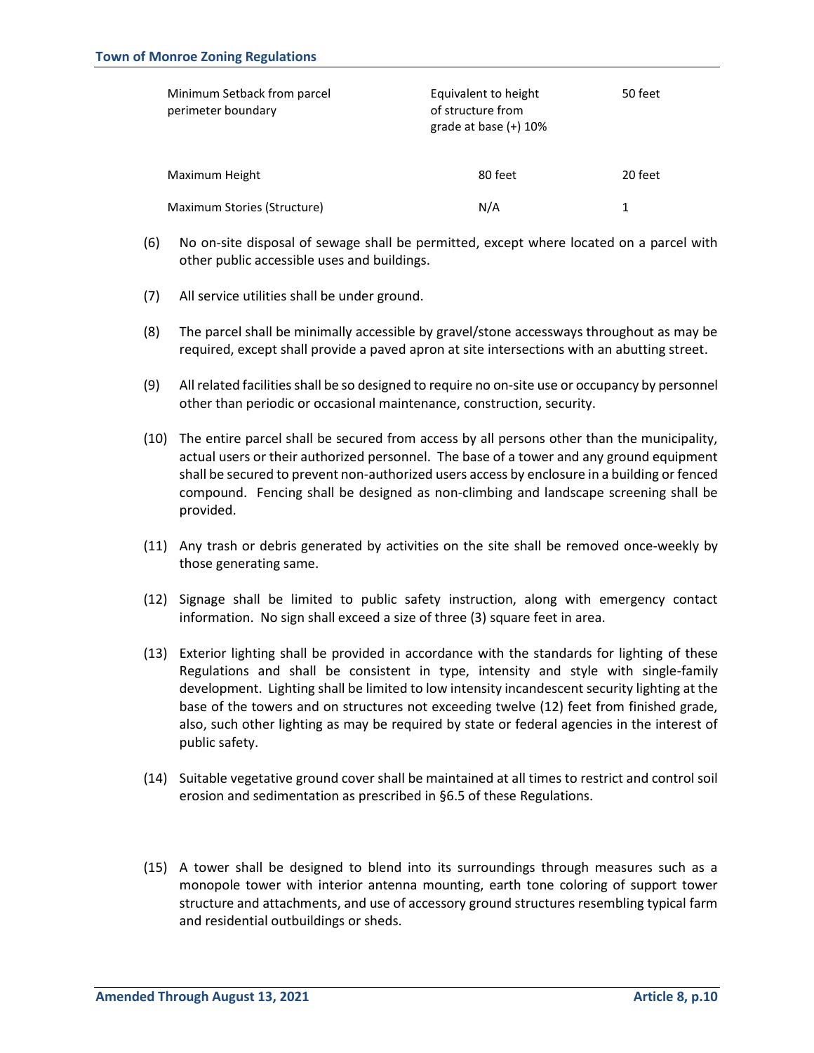| | | |
|---|---|---|
| Minimum Setback from parcel perimeter boundary | Equivalent to height of structure from grade at base (+) 10% | 50 feet |
| Maximum Height | 80 feet | 20 feet |
| Maximum Stories (Structure) | N/A | 1 |

(6) No on-site disposal of sewage shall be permitted, except where located on a parcel with other public accessible uses and buildings.

(7) All service utilities shall be under ground.

(8) The parcel shall be minimally accessible by gravel/stone accessways throughout as may be required, except shall provide a paved apron at site intersections with an abutting street.

(9) All related facilities shall be so designed to require no on-site use or occupancy by personnel other than periodic or occasional maintenance, construction, security.

(10) The entire parcel shall be secured from access by all persons other than the municipality, actual users or their authorized personnel. The base of a tower and any ground equipment shall be secured to prevent non-authorized users access by enclosure in a building or fenced compound. Fencing shall be designed as non-climbing and landscape screening shall be provided.

(11) Any trash or debris generated by activities on the site shall be removed once-weekly by those generating same.

(12) Signage shall be limited to public safety instruction, along with emergency contact information. No sign shall exceed a size of three (3) square feet in area.

(13) Exterior lighting shall be provided in accordance with the standards for lighting of these Regulations and shall be consistent in type, intensity and style with single-family development. Lighting shall be limited to low intensity incandescent security lighting at the base of the towers and on structures not exceeding twelve (12) feet from finished grade, also, such other lighting as may be required by state or federal agencies in the interest of public safety.

(14) Suitable vegetative ground cover shall be maintained at all times to restrict and control soil erosion and sedimentation as prescribed in §6.5 of these Regulations.

(15) A tower shall be designed to blend into its surroundings through measures such as a monopole tower with interior antenna mounting, earth tone coloring of support tower structure and attachments, and use of accessory ground structures resembling typical farm and residential outbuildings or sheds.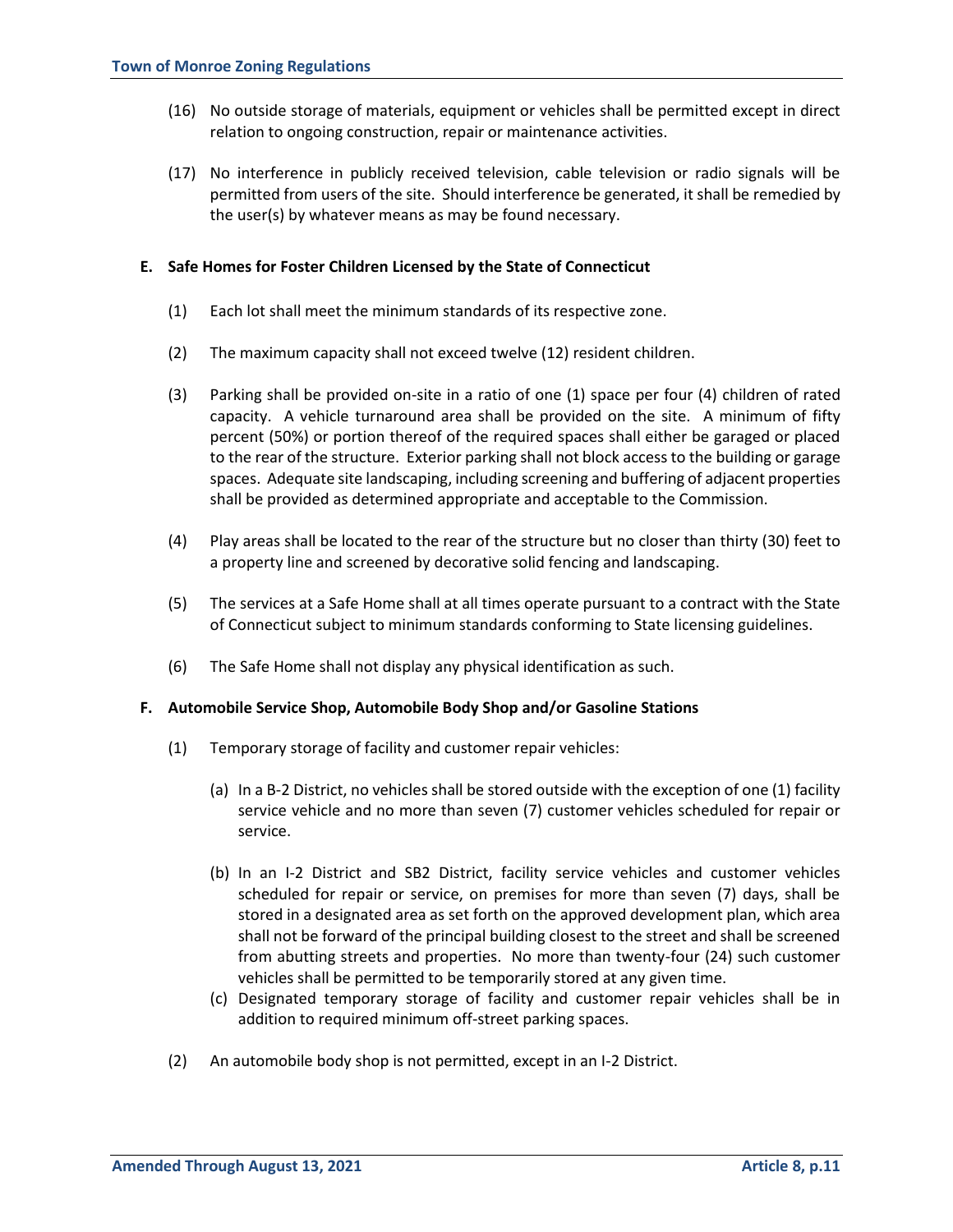(16) No outside storage of materials, equipment or vehicles shall be permitted except in direct relation to ongoing construction, repair or maintenance activities.

(17) No interference in publicly received television, cable television or radio signals will be permitted from users of the site. Should interference be generated, it shall be remedied by the user(s) by whatever means as may be found necessary.

**E. Safe Homes for Foster Children Licensed by the State of Connecticut**

(1) Each lot shall meet the minimum standards of its respective zone.

(2) The maximum capacity shall not exceed twelve (12) resident children.

(3) Parking shall be provided on-site in a ratio of one (1) space per four (4) children of rated capacity. A vehicle turnaround area shall be provided on the site. A minimum of fifty percent (50%) or portion thereof of the required spaces shall either be garaged or placed to the rear of the structure. Exterior parking shall not block access to the building or garage spaces. Adequate site landscaping, including screening and buffering of adjacent properties shall be provided as determined appropriate and acceptable to the Commission.

(4) Play areas shall be located to the rear of the structure but no closer than thirty (30) feet to a property line and screened by decorative solid fencing and landscaping.

(5) The services at a Safe Home shall at all times operate pursuant to a contract with the State of Connecticut subject to minimum standards conforming to State licensing guidelines.

(6) The Safe Home shall not display any physical identification as such.

**F. Automobile Service Shop, Automobile Body Shop and/or Gasoline Stations**

(1) Temporary storage of facility and customer repair vehicles:

(a) In a B-2 District, no vehicles shall be stored outside with the exception of one (1) facility service vehicle and no more than seven (7) customer vehicles scheduled for repair or service.

(b) In an I-2 District and SB2 District, facility service vehicles and customer vehicles scheduled for repair or service, on premises for more than seven (7) days, shall be stored in a designated area as set forth on the approved development plan, which area shall not be forward of the principal building closest to the street and shall be screened from abutting streets and properties. No more than twenty-four (24) such customer vehicles shall be permitted to be temporarily stored at any given time.

(c) Designated temporary storage of facility and customer repair vehicles shall be in addition to required minimum off-street parking spaces.

(2) An automobile body shop is not permitted, except in an I-2 District.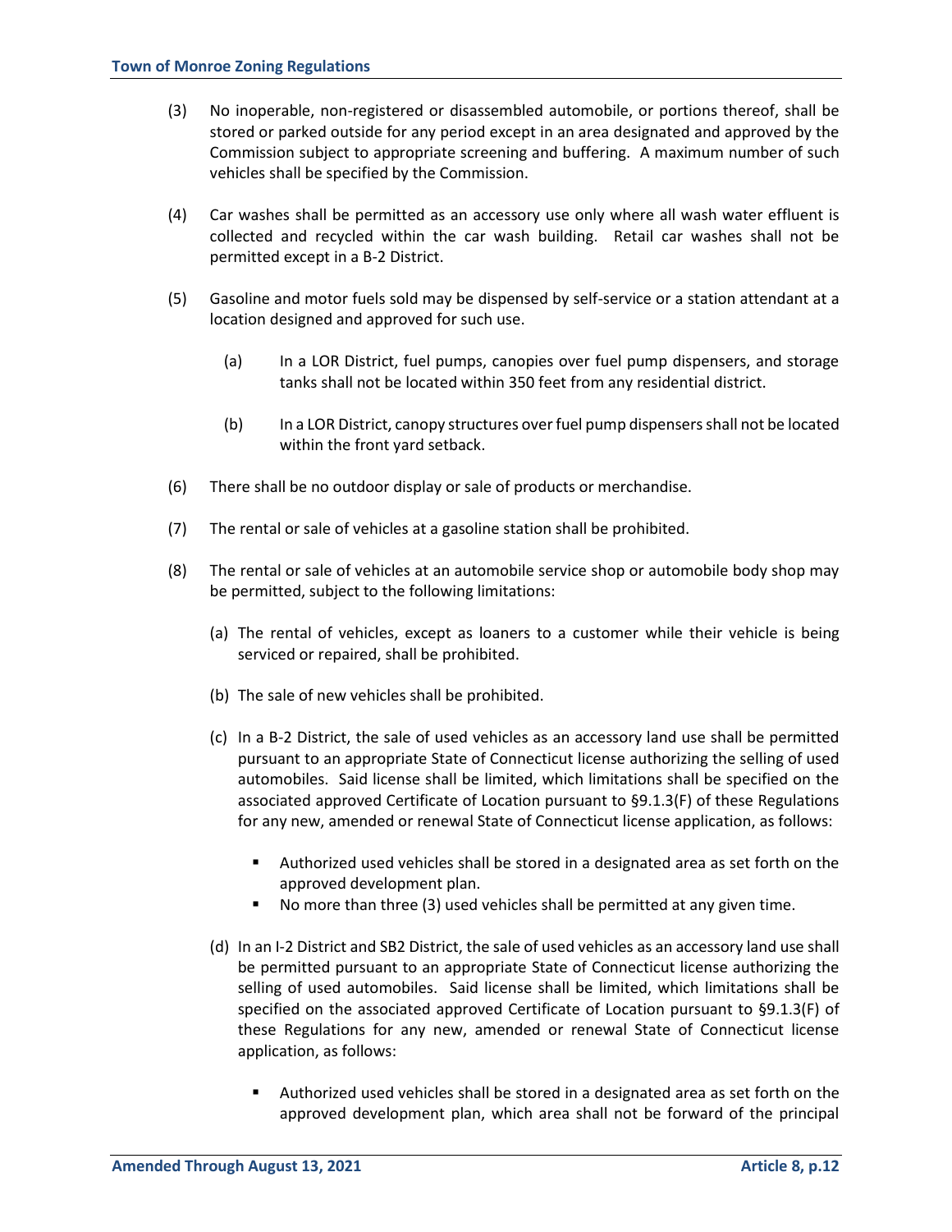(3) No inoperable, non-registered or disassembled automobile, or portions thereof, shall be stored or parked outside for any period except in an area designated and approved by the Commission subject to appropriate screening and buffering. A maximum number of such vehicles shall be specified by the Commission.

(4) Car washes shall be permitted as an accessory use only where all wash water effluent is collected and recycled within the car wash building. Retail car washes shall not be permitted except in a B-2 District.

(5) Gasoline and motor fuels sold may be dispensed by self-service or a station attendant at a location designed and approved for such use.

   (a) In a LOR District, fuel pumps, canopies over fuel pump dispensers, and storage tanks shall not be located within 350 feet from any residential district.

   (b) In a LOR District, canopy structures over fuel pump dispensers shall not be located within the front yard setback.

(6) There shall be no outdoor display or sale of products or merchandise.

(7) The rental or sale of vehicles at a gasoline station shall be prohibited.

(8) The rental or sale of vehicles at an automobile service shop or automobile body shop may be permitted, subject to the following limitations:

   (a) The rental of vehicles, except as loaners to a customer while their vehicle is being serviced or repaired, shall be prohibited.

   (b) The sale of new vehicles shall be prohibited.

   (c) In a B-2 District, the sale of used vehicles as an accessory land use shall be permitted pursuant to an appropriate State of Connecticut license authorizing the selling of used automobiles. Said license shall be limited, which limitations shall be specified on the associated approved Certificate of Location pursuant to §9.1.3(F) of these Regulations for any new, amended or renewal State of Connecticut license application, as follows:

      - Authorized used vehicles shall be stored in a designated area as set forth on the approved development plan.
      - No more than three (3) used vehicles shall be permitted at any given time.

   (d) In an I-2 District and SB2 District, the sale of used vehicles as an accessory land use shall be permitted pursuant to an appropriate State of Connecticut license authorizing the selling of used automobiles. Said license shall be limited, which limitations shall be specified on the associated approved Certificate of Location pursuant to §9.1.3(F) of these Regulations for any new, amended or renewal State of Connecticut license application, as follows:

      - Authorized used vehicles shall be stored in a designated area as set forth on the approved development plan, which area shall not be forward of the principal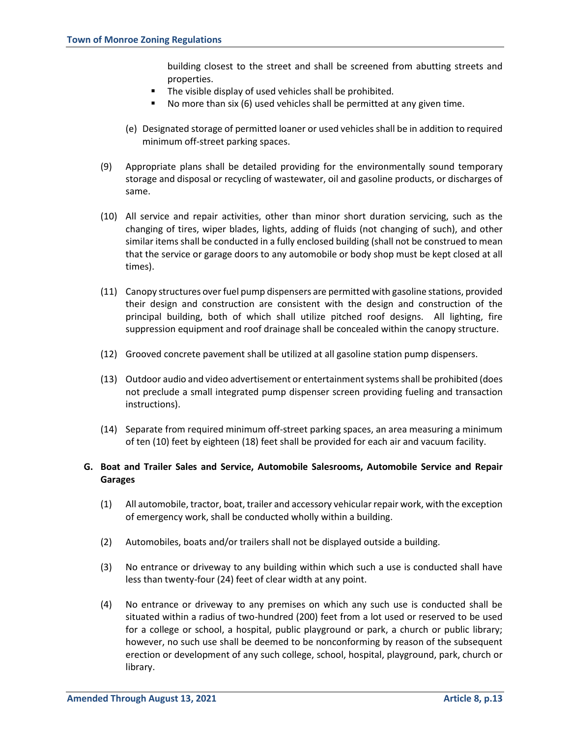building closest to the street and shall be screened from abutting streets and properties.

- The visible display of used vehicles shall be prohibited.
- No more than six (6) used vehicles shall be permitted at any given time.

(e) Designated storage of permitted loaner or used vehicles shall be in addition to required minimum off-street parking spaces.

(9) Appropriate plans shall be detailed providing for the environmentally sound temporary storage and disposal or recycling of wastewater, oil and gasoline products, or discharges of same.

(10) All service and repair activities, other than minor short duration servicing, such as the changing of tires, wiper blades, lights, adding of fluids (not changing of such), and other similar items shall be conducted in a fully enclosed building (shall not be construed to mean that the service or garage doors to any automobile or body shop must be kept closed at all times).

(11) Canopy structures over fuel pump dispensers are permitted with gasoline stations, provided their design and construction are consistent with the design and construction of the principal building, both of which shall utilize pitched roof designs. All lighting, fire suppression equipment and roof drainage shall be concealed within the canopy structure.

(12) Grooved concrete pavement shall be utilized at all gasoline station pump dispensers.

(13) Outdoor audio and video advertisement or entertainment systems shall be prohibited (does not preclude a small integrated pump dispenser screen providing fueling and transaction instructions).

(14) Separate from required minimum off-street parking spaces, an area measuring a minimum of ten (10) feet by eighteen (18) feet shall be provided for each air and vacuum facility.

**G. Boat and Trailer Sales and Service, Automobile Salesrooms, Automobile Service and Repair Garages**

(1) All automobile, tractor, boat, trailer and accessory vehicular repair work, with the exception of emergency work, shall be conducted wholly within a building.

(2) Automobiles, boats and/or trailers shall not be displayed outside a building.

(3) No entrance or driveway to any building within which such a use is conducted shall have less than twenty-four (24) feet of clear width at any point.

(4) No entrance or driveway to any premises on which any such use is conducted shall be situated within a radius of two-hundred (200) feet from a lot used or reserved to be used for a college or school, a hospital, public playground or park, a church or public library; however, no such use shall be deemed to be nonconforming by reason of the subsequent erection or development of any such college, school, hospital, playground, park, church or library.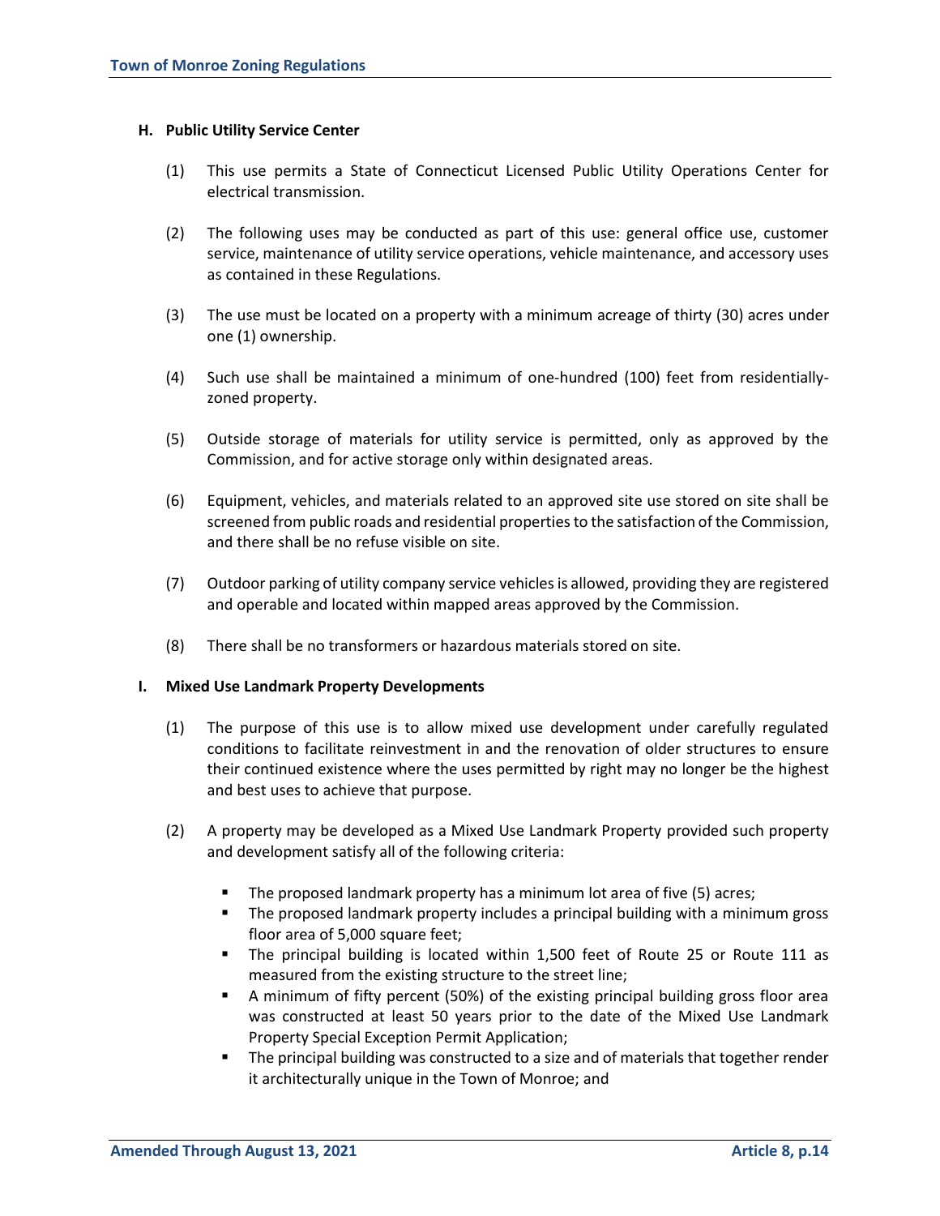### H. Public Utility Service Center

(1) This use permits a State of Connecticut Licensed Public Utility Operations Center for electrical transmission.

(2) The following uses may be conducted as part of this use: general office use, customer service, maintenance of utility service operations, vehicle maintenance, and accessory uses as contained in these Regulations.

(3) The use must be located on a property with a minimum acreage of thirty (30) acres under one (1) ownership.

(4) Such use shall be maintained a minimum of one-hundred (100) feet from residentially-zoned property.

(5) Outside storage of materials for utility service is permitted, only as approved by the Commission, and for active storage only within designated areas.

(6) Equipment, vehicles, and materials related to an approved site use stored on site shall be screened from public roads and residential properties to the satisfaction of the Commission, and there shall be no refuse visible on site.

(7) Outdoor parking of utility company service vehicles is allowed, providing they are registered and operable and located within mapped areas approved by the Commission.

(8) There shall be no transformers or hazardous materials stored on site.

### I. Mixed Use Landmark Property Developments

(1) The purpose of this use is to allow mixed use development under carefully regulated conditions to facilitate reinvestment in and the renovation of older structures to ensure their continued existence where the uses permitted by right may no longer be the highest and best uses to achieve that purpose.

(2) A property may be developed as a Mixed Use Landmark Property provided such property and development satisfy all of the following criteria:

- The proposed landmark property has a minimum lot area of five (5) acres;
- The proposed landmark property includes a principal building with a minimum gross floor area of 5,000 square feet;
- The principal building is located within 1,500 feet of Route 25 or Route 111 as measured from the existing structure to the street line;
- A minimum of fifty percent (50%) of the existing principal building gross floor area was constructed at least 50 years prior to the date of the Mixed Use Landmark Property Special Exception Permit Application;
- The principal building was constructed to a size and of materials that together render it architecturally unique in the Town of Monroe; and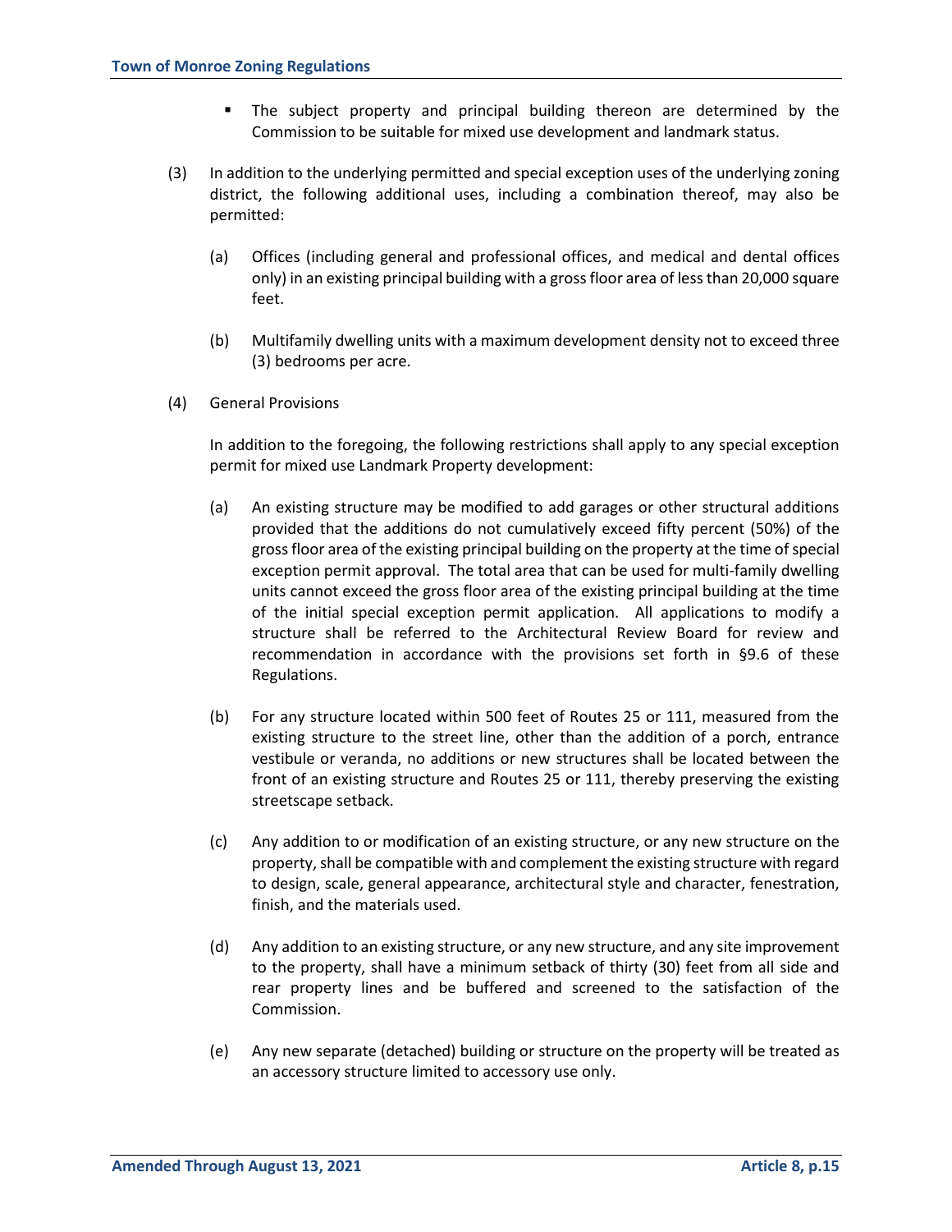- The subject property and principal building thereon are determined by the Commission to be suitable for mixed use development and landmark status.

(3) In addition to the underlying permitted and special exception uses of the underlying zoning district, the following additional uses, including a combination thereof, may also be permitted:

   (a) Offices (including general and professional offices, and medical and dental offices only) in an existing principal building with a gross floor area of less than 20,000 square feet.

   (b) Multifamily dwelling units with a maximum development density not to exceed three (3) bedrooms per acre.

(4) General Provisions

   In addition to the foregoing, the following restrictions shall apply to any special exception permit for mixed use Landmark Property development:

   (a) An existing structure may be modified to add garages or other structural additions provided that the additions do not cumulatively exceed fifty percent (50%) of the gross floor area of the existing principal building on the property at the time of special exception permit approval. The total area that can be used for multi-family dwelling units cannot exceed the gross floor area of the existing principal building at the time of the initial special exception permit application. All applications to modify a structure shall be referred to the Architectural Review Board for review and recommendation in accordance with the provisions set forth in §9.6 of these Regulations.

   (b) For any structure located within 500 feet of Routes 25 or 111, measured from the existing structure to the street line, other than the addition of a porch, entrance vestibule or veranda, no additions or new structures shall be located between the front of an existing structure and Routes 25 or 111, thereby preserving the existing streetscape setback.

   (c) Any addition to or modification of an existing structure, or any new structure on the property, shall be compatible with and complement the existing structure with regard to design, scale, general appearance, architectural style and character, fenestration, finish, and the materials used.

   (d) Any addition to an existing structure, or any new structure, and any site improvement to the property, shall have a minimum setback of thirty (30) feet from all side and rear property lines and be buffered and screened to the satisfaction of the Commission.

   (e) Any new separate (detached) building or structure on the property will be treated as an accessory structure limited to accessory use only.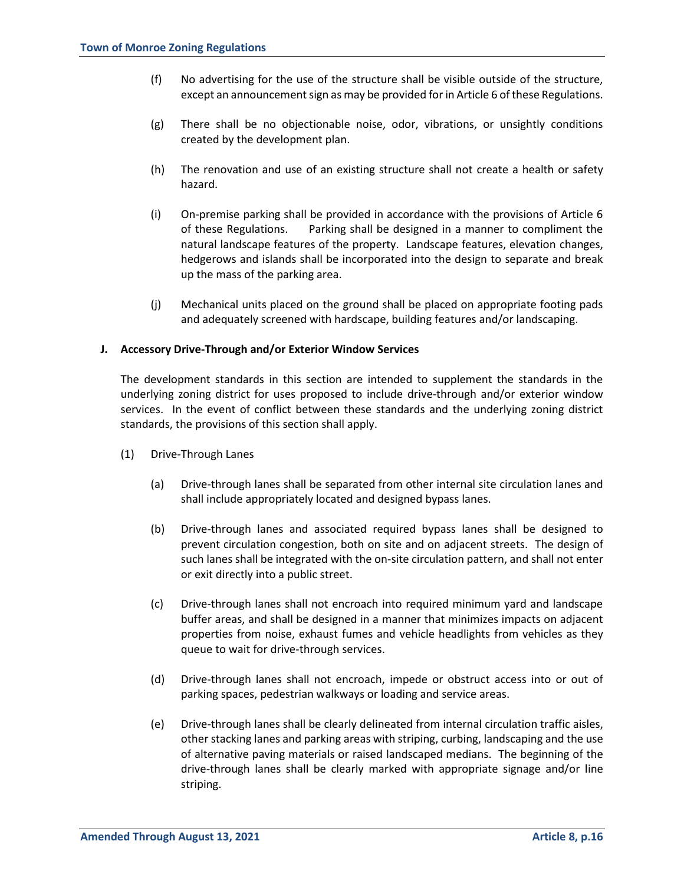(f) No advertising for the use of the structure shall be visible outside of the structure, except an announcement sign as may be provided for in Article 6 of these Regulations.

(g) There shall be no objectionable noise, odor, vibrations, or unsightly conditions created by the development plan.

(h) The renovation and use of an existing structure shall not create a health or safety hazard.

(i) On-premise parking shall be provided in accordance with the provisions of Article 6 of these Regulations. Parking shall be designed in a manner to compliment the natural landscape features of the property. Landscape features, elevation changes, hedgerows and islands shall be incorporated into the design to separate and break up the mass of the parking area.

(j) Mechanical units placed on the ground shall be placed on appropriate footing pads and adequately screened with hardscape, building features and/or landscaping.

**J. Accessory Drive-Through and/or Exterior Window Services**

The development standards in this section are intended to supplement the standards in the underlying zoning district for uses proposed to include drive-through and/or exterior window services. In the event of conflict between these standards and the underlying zoning district standards, the provisions of this section shall apply.

(1) Drive-Through Lanes

(a) Drive-through lanes shall be separated from other internal site circulation lanes and shall include appropriately located and designed bypass lanes.

(b) Drive-through lanes and associated required bypass lanes shall be designed to prevent circulation congestion, both on site and on adjacent streets. The design of such lanes shall be integrated with the on-site circulation pattern, and shall not enter or exit directly into a public street.

(c) Drive-through lanes shall not encroach into required minimum yard and landscape buffer areas, and shall be designed in a manner that minimizes impacts on adjacent properties from noise, exhaust fumes and vehicle headlights from vehicles as they queue to wait for drive-through services.

(d) Drive-through lanes shall not encroach, impede or obstruct access into or out of parking spaces, pedestrian walkways or loading and service areas.

(e) Drive-through lanes shall be clearly delineated from internal circulation traffic aisles, other stacking lanes and parking areas with striping, curbing, landscaping and the use of alternative paving materials or raised landscaped medians. The beginning of the drive-through lanes shall be clearly marked with appropriate signage and/or line striping.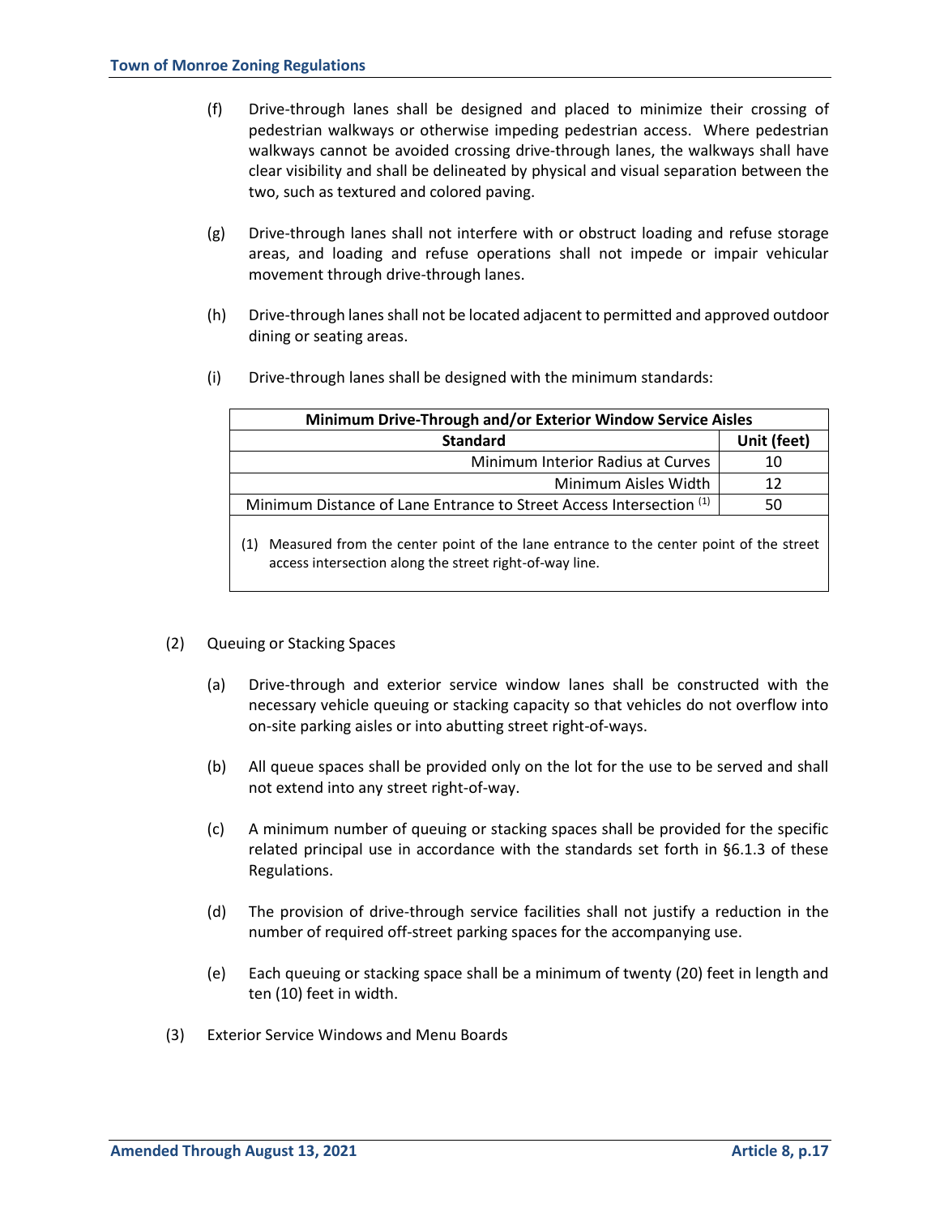(f) Drive-through lanes shall be designed and placed to minimize their crossing of pedestrian walkways or otherwise impeding pedestrian access. Where pedestrian walkways cannot be avoided crossing drive-through lanes, the walkways shall have clear visibility and shall be delineated by physical and visual separation between the two, such as textured and colored paving.

(g) Drive-through lanes shall not interfere with or obstruct loading and refuse storage areas, and loading and refuse operations shall not impede or impair vehicular movement through drive-through lanes.

(h) Drive-through lanes shall not be located adjacent to permitted and approved outdoor dining or seating areas.

(i) Drive-through lanes shall be designed with the minimum standards:

| Minimum Drive-Through and/or Exterior Window Service Aisles | |
|---|---|
| **Standard** | **Unit (feet)** |
| Minimum Interior Radius at Curves | 10 |
| Minimum Aisles Width | 12 |
| Minimum Distance of Lane Entrance to Street Access Intersection [(1)] | 50 |

(1) Measured from the center point of the lane entrance to the center point of the street access intersection along the street right-of-way line.

(2) Queuing or Stacking Spaces

(a) Drive-through and exterior service window lanes shall be constructed with the necessary vehicle queuing or stacking capacity so that vehicles do not overflow into on-site parking aisles or into abutting street right-of-ways.

(b) All queue spaces shall be provided only on the lot for the use to be served and shall not extend into any street right-of-way.

(c) A minimum number of queuing or stacking spaces shall be provided for the specific related principal use in accordance with the standards set forth in §6.1.3 of these Regulations.

(d) The provision of drive-through service facilities shall not justify a reduction in the number of required off-street parking spaces for the accompanying use.

(e) Each queuing or stacking space shall be a minimum of twenty (20) feet in length and ten (10) feet in width.

(3) Exterior Service Windows and Menu Boards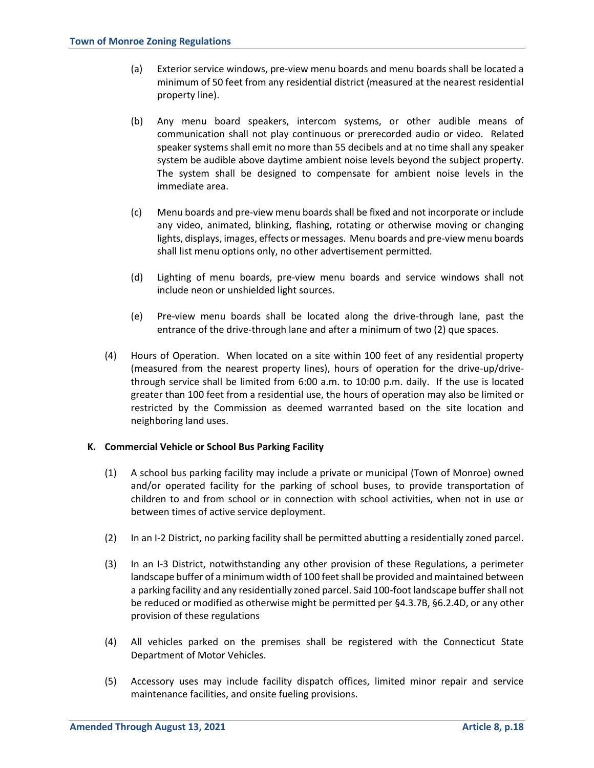(a) Exterior service windows, pre-view menu boards and menu boards shall be located a minimum of 50 feet from any residential district (measured at the nearest residential property line).

(b) Any menu board speakers, intercom systems, or other audible means of communication shall not play continuous or prerecorded audio or video. Related speaker systems shall emit no more than 55 decibels and at no time shall any speaker system be audible above daytime ambient noise levels beyond the subject property. The system shall be designed to compensate for ambient noise levels in the immediate area.

(c) Menu boards and pre-view menu boards shall be fixed and not incorporate or include any video, animated, blinking, flashing, rotating or otherwise moving or changing lights, displays, images, effects or messages. Menu boards and pre-view menu boards shall list menu options only, no other advertisement permitted.

(d) Lighting of menu boards, pre-view menu boards and service windows shall not include neon or unshielded light sources.

(e) Pre-view menu boards shall be located along the drive-through lane, past the entrance of the drive-through lane and after a minimum of two (2) que spaces.

(4) Hours of Operation. When located on a site within 100 feet of any residential property (measured from the nearest property lines), hours of operation for the drive-up/drive-through service shall be limited from 6:00 a.m. to 10:00 p.m. daily. If the use is located greater than 100 feet from a residential use, the hours of operation may also be limited or restricted by the Commission as deemed warranted based on the site location and neighboring land uses.

### K. Commercial Vehicle or School Bus Parking Facility

(1) A school bus parking facility may include a private or municipal (Town of Monroe) owned and/or operated facility for the parking of school buses, to provide transportation of children to and from school or in connection with school activities, when not in use or between times of active service deployment.

(2) In an I-2 District, no parking facility shall be permitted abutting a residentially zoned parcel.

(3) In an I-3 District, notwithstanding any other provision of these Regulations, a perimeter landscape buffer of a minimum width of 100 feet shall be provided and maintained between a parking facility and any residentially zoned parcel. Said 100-foot landscape buffer shall not be reduced or modified as otherwise might be permitted per §4.3.7B, §6.2.4D, or any other provision of these regulations

(4) All vehicles parked on the premises shall be registered with the Connecticut State Department of Motor Vehicles.

(5) Accessory uses may include facility dispatch offices, limited minor repair and service maintenance facilities, and onsite fueling provisions.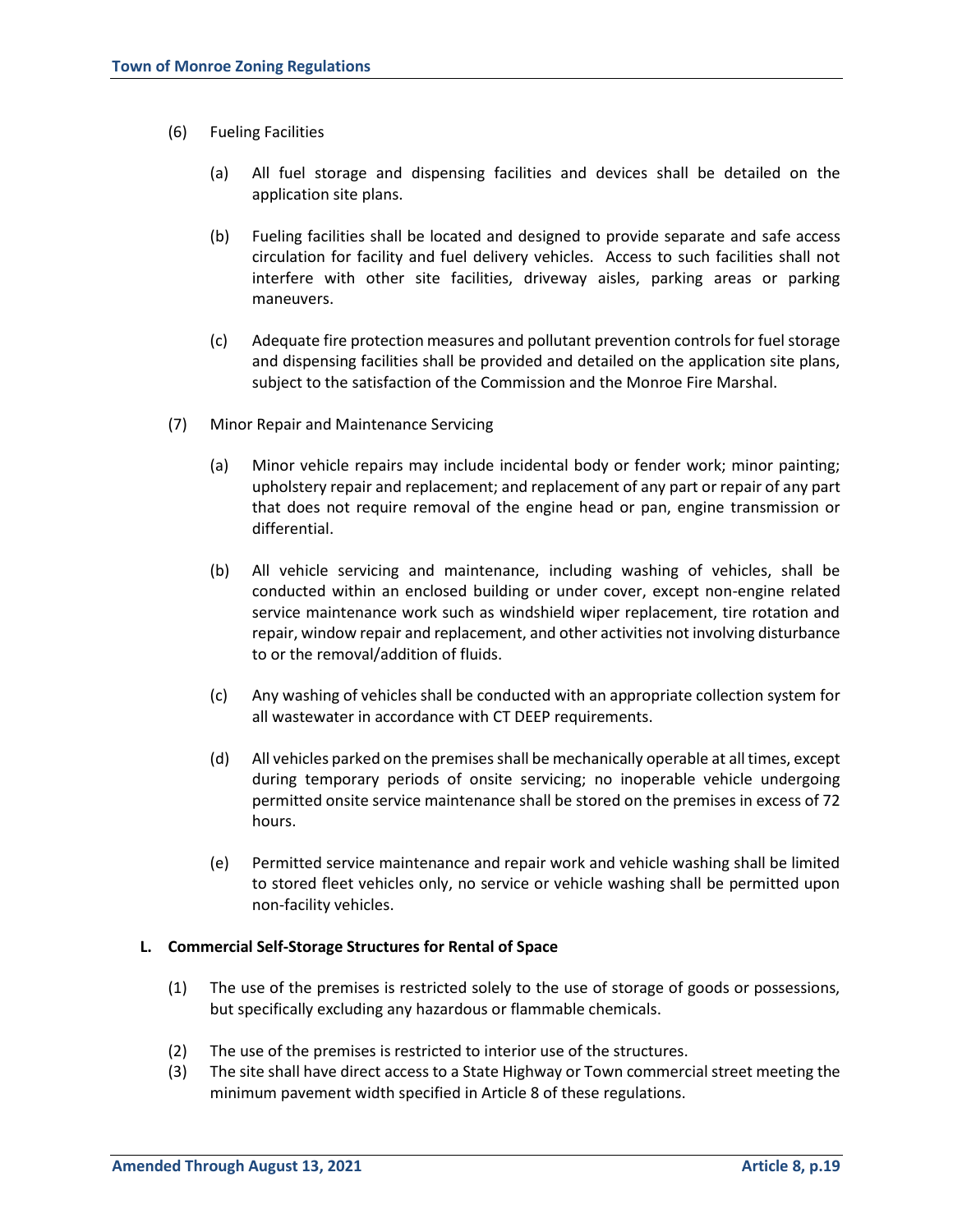(6) Fueling Facilities

   (a) All fuel storage and dispensing facilities and devices shall be detailed on the application site plans.

   (b) Fueling facilities shall be located and designed to provide separate and safe access circulation for facility and fuel delivery vehicles. Access to such facilities shall not interfere with other site facilities, driveway aisles, parking areas or parking maneuvers.

   (c) Adequate fire protection measures and pollutant prevention controls for fuel storage and dispensing facilities shall be provided and detailed on the application site plans, subject to the satisfaction of the Commission and the Monroe Fire Marshal.

(7) Minor Repair and Maintenance Servicing

   (a) Minor vehicle repairs may include incidental body or fender work; minor painting; upholstery repair and replacement; and replacement of any part or repair of any part that does not require removal of the engine head or pan, engine transmission or differential.

   (b) All vehicle servicing and maintenance, including washing of vehicles, shall be conducted within an enclosed building or under cover, except non-engine related service maintenance work such as windshield wiper replacement, tire rotation and repair, window repair and replacement, and other activities not involving disturbance to or the removal/addition of fluids.

   (c) Any washing of vehicles shall be conducted with an appropriate collection system for all wastewater in accordance with CT DEEP requirements.

   (d) All vehicles parked on the premises shall be mechanically operable at all times, except during temporary periods of onsite servicing; no inoperable vehicle undergoing permitted onsite service maintenance shall be stored on the premises in excess of 72 hours.

   (e) Permitted service maintenance and repair work and vehicle washing shall be limited to stored fleet vehicles only, no service or vehicle washing shall be permitted upon non-facility vehicles.

**L. Commercial Self-Storage Structures for Rental of Space**

(1) The use of the premises is restricted solely to the use of storage of goods or possessions, but specifically excluding any hazardous or flammable chemicals.

(2) The use of the premises is restricted to interior use of the structures.

(3) The site shall have direct access to a State Highway or Town commercial street meeting the minimum pavement width specified in Article 8 of these regulations.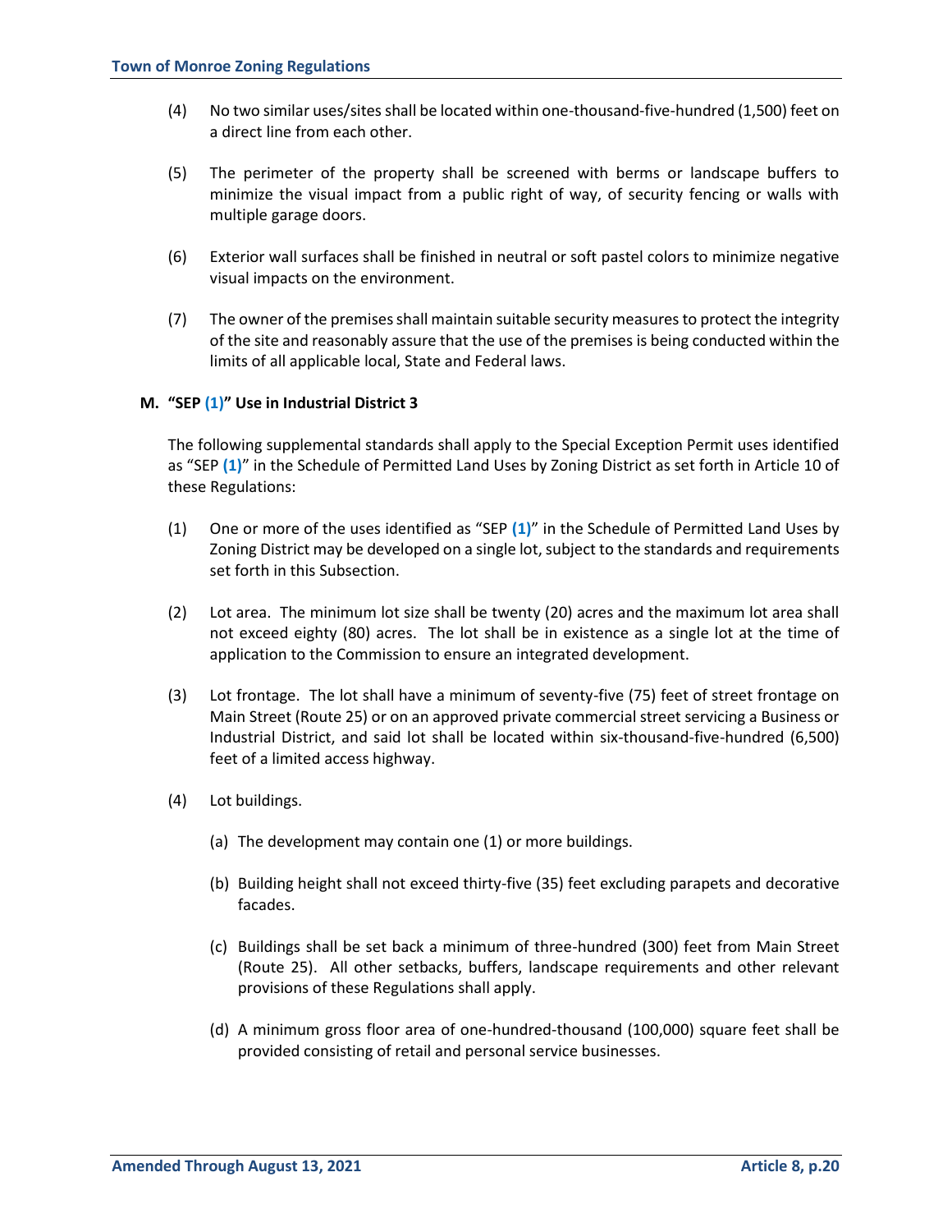(4) No two similar uses/sites shall be located within one-thousand-five-hundred (1,500) feet on a direct line from each other.

(5) The perimeter of the property shall be screened with berms or landscape buffers to minimize the visual impact from a public right of way, of security fencing or walls with multiple garage doors.

(6) Exterior wall surfaces shall be finished in neutral or soft pastel colors to minimize negative visual impacts on the environment.

(7) The owner of the premises shall maintain suitable security measures to protect the integrity of the site and reasonably assure that the use of the premises is being conducted within the limits of all applicable local, State and Federal laws.

### M. "SEP (1)" Use in Industrial District 3

The following supplemental standards shall apply to the Special Exception Permit uses identified as "SEP **(1)**" in the Schedule of Permitted Land Uses by Zoning District as set forth in Article 10 of these Regulations:

(1) One or more of the uses identified as "SEP **(1)**" in the Schedule of Permitted Land Uses by Zoning District may be developed on a single lot, subject to the standards and requirements set forth in this Subsection.

(2) Lot area. The minimum lot size shall be twenty (20) acres and the maximum lot area shall not exceed eighty (80) acres. The lot shall be in existence as a single lot at the time of application to the Commission to ensure an integrated development.

(3) Lot frontage. The lot shall have a minimum of seventy-five (75) feet of street frontage on Main Street (Route 25) or on an approved private commercial street servicing a Business or Industrial District, and said lot shall be located within six-thousand-five-hundred (6,500) feet of a limited access highway.

(4) Lot buildings.

(a) The development may contain one (1) or more buildings.

(b) Building height shall not exceed thirty-five (35) feet excluding parapets and decorative facades.

(c) Buildings shall be set back a minimum of three-hundred (300) feet from Main Street (Route 25). All other setbacks, buffers, landscape requirements and other relevant provisions of these Regulations shall apply.

(d) A minimum gross floor area of one-hundred-thousand (100,000) square feet shall be provided consisting of retail and personal service businesses.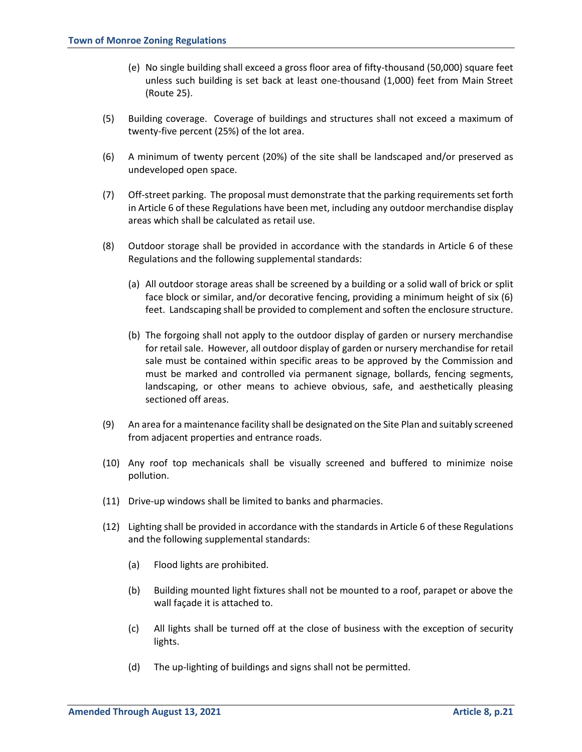(e) No single building shall exceed a gross floor area of fifty-thousand (50,000) square feet unless such building is set back at least one-thousand (1,000) feet from Main Street (Route 25).

(5) Building coverage. Coverage of buildings and structures shall not exceed a maximum of twenty-five percent (25%) of the lot area.

(6) A minimum of twenty percent (20%) of the site shall be landscaped and/or preserved as undeveloped open space.

(7) Off-street parking. The proposal must demonstrate that the parking requirements set forth in Article 6 of these Regulations have been met, including any outdoor merchandise display areas which shall be calculated as retail use.

(8) Outdoor storage shall be provided in accordance with the standards in Article 6 of these Regulations and the following supplemental standards:

(a) All outdoor storage areas shall be screened by a building or a solid wall of brick or split face block or similar, and/or decorative fencing, providing a minimum height of six (6) feet. Landscaping shall be provided to complement and soften the enclosure structure.

(b) The forgoing shall not apply to the outdoor display of garden or nursery merchandise for retail sale. However, all outdoor display of garden or nursery merchandise for retail sale must be contained within specific areas to be approved by the Commission and must be marked and controlled via permanent signage, bollards, fencing segments, landscaping, or other means to achieve obvious, safe, and aesthetically pleasing sectioned off areas.

(9) An area for a maintenance facility shall be designated on the Site Plan and suitably screened from adjacent properties and entrance roads.

(10) Any roof top mechanicals shall be visually screened and buffered to minimize noise pollution.

(11) Drive-up windows shall be limited to banks and pharmacies.

(12) Lighting shall be provided in accordance with the standards in Article 6 of these Regulations and the following supplemental standards:

(a) Flood lights are prohibited.

(b) Building mounted light fixtures shall not be mounted to a roof, parapet or above the wall façade it is attached to.

(c) All lights shall be turned off at the close of business with the exception of security lights.

(d) The up-lighting of buildings and signs shall not be permitted.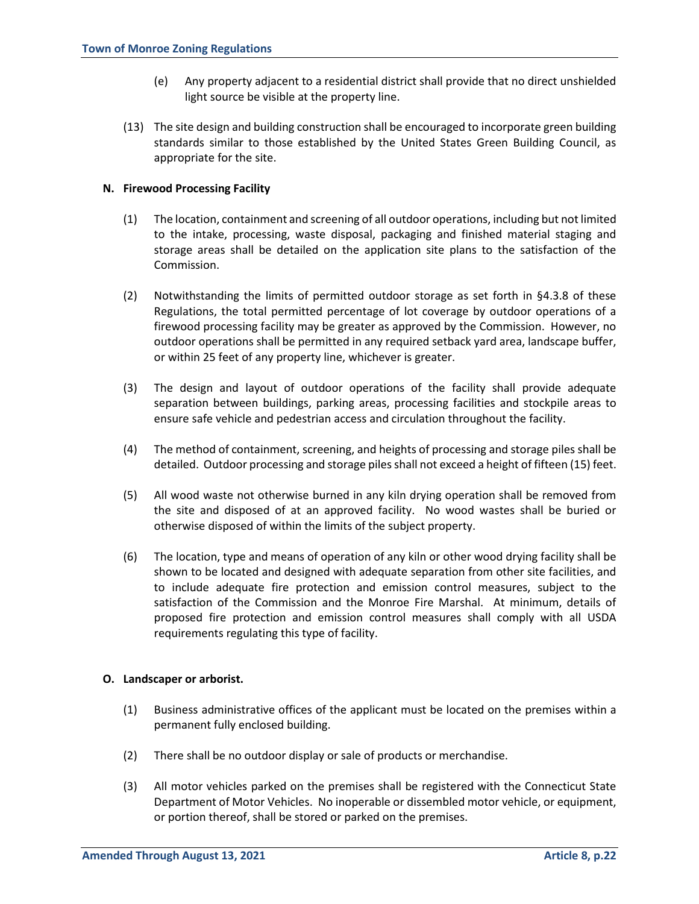(e) Any property adjacent to a residential district shall provide that no direct unshielded light source be visible at the property line.

(13) The site design and building construction shall be encouraged to incorporate green building standards similar to those established by the United States Green Building Council, as appropriate for the site.

**N. Firewood Processing Facility**

(1) The location, containment and screening of all outdoor operations, including but not limited to the intake, processing, waste disposal, packaging and finished material staging and storage areas shall be detailed on the application site plans to the satisfaction of the Commission.

(2) Notwithstanding the limits of permitted outdoor storage as set forth in §4.3.8 of these Regulations, the total permitted percentage of lot coverage by outdoor operations of a firewood processing facility may be greater as approved by the Commission. However, no outdoor operations shall be permitted in any required setback yard area, landscape buffer, or within 25 feet of any property line, whichever is greater.

(3) The design and layout of outdoor operations of the facility shall provide adequate separation between buildings, parking areas, processing facilities and stockpile areas to ensure safe vehicle and pedestrian access and circulation throughout the facility.

(4) The method of containment, screening, and heights of processing and storage piles shall be detailed. Outdoor processing and storage piles shall not exceed a height of fifteen (15) feet.

(5) All wood waste not otherwise burned in any kiln drying operation shall be removed from the site and disposed of at an approved facility. No wood wastes shall be buried or otherwise disposed of within the limits of the subject property.

(6) The location, type and means of operation of any kiln or other wood drying facility shall be shown to be located and designed with adequate separation from other site facilities, and to include adequate fire protection and emission control measures, subject to the satisfaction of the Commission and the Monroe Fire Marshal. At minimum, details of proposed fire protection and emission control measures shall comply with all USDA requirements regulating this type of facility.

**O. Landscaper or arborist.**

(1) Business administrative offices of the applicant must be located on the premises within a permanent fully enclosed building.

(2) There shall be no outdoor display or sale of products or merchandise.

(3) All motor vehicles parked on the premises shall be registered with the Connecticut State Department of Motor Vehicles. No inoperable or dissembled motor vehicle, or equipment, or portion thereof, shall be stored or parked on the premises.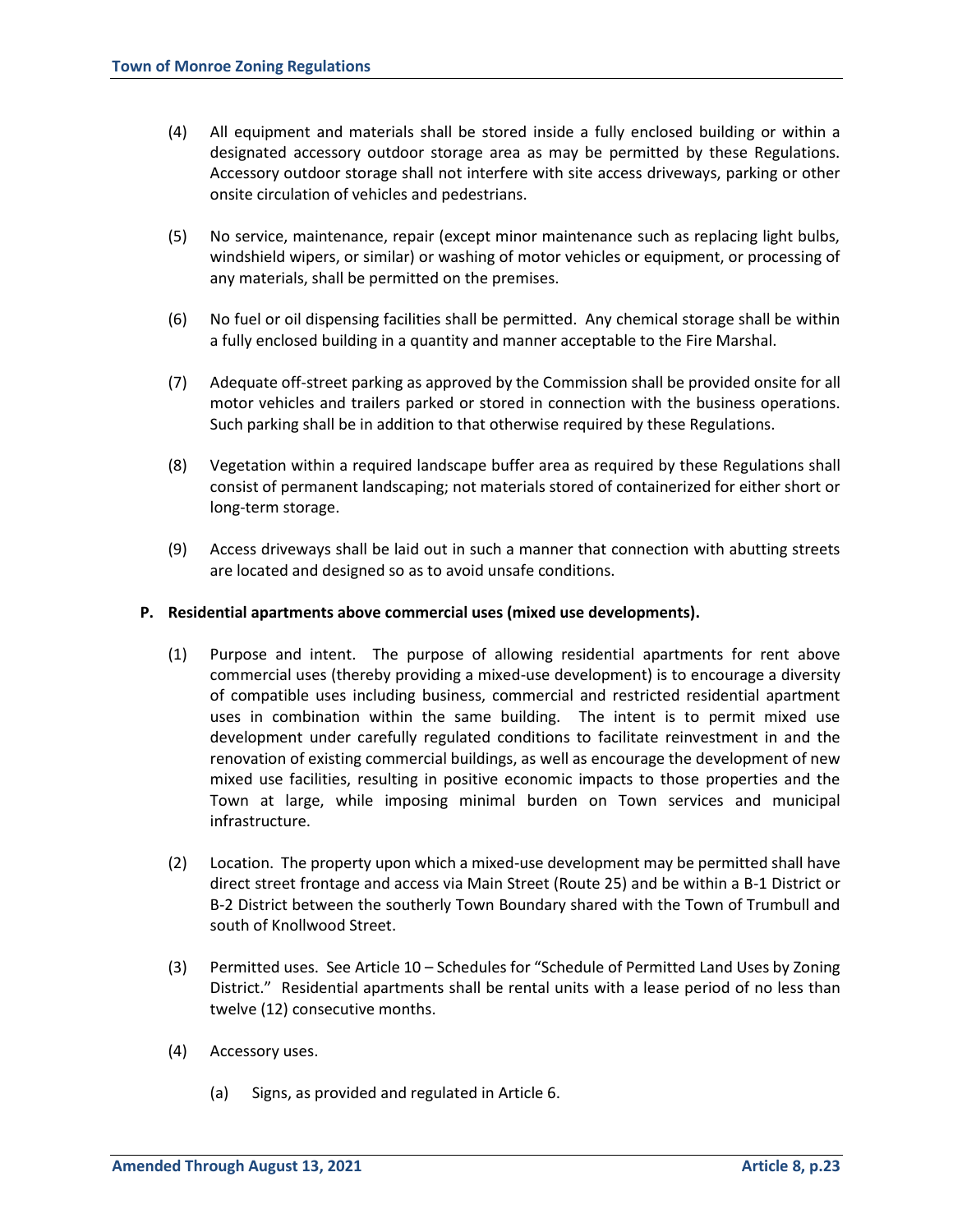(4) All equipment and materials shall be stored inside a fully enclosed building or within a designated accessory outdoor storage area as may be permitted by these Regulations. Accessory outdoor storage shall not interfere with site access driveways, parking or other onsite circulation of vehicles and pedestrians.

(5) No service, maintenance, repair (except minor maintenance such as replacing light bulbs, windshield wipers, or similar) or washing of motor vehicles or equipment, or processing of any materials, shall be permitted on the premises.

(6) No fuel or oil dispensing facilities shall be permitted. Any chemical storage shall be within a fully enclosed building in a quantity and manner acceptable to the Fire Marshal.

(7) Adequate off-street parking as approved by the Commission shall be provided onsite for all motor vehicles and trailers parked or stored in connection with the business operations. Such parking shall be in addition to that otherwise required by these Regulations.

(8) Vegetation within a required landscape buffer area as required by these Regulations shall consist of permanent landscaping; not materials stored of containerized for either short or long-term storage.

(9) Access driveways shall be laid out in such a manner that connection with abutting streets are located and designed so as to avoid unsafe conditions.

**P. Residential apartments above commercial uses (mixed use developments).**

(1) Purpose and intent. The purpose of allowing residential apartments for rent above commercial uses (thereby providing a mixed-use development) is to encourage a diversity of compatible uses including business, commercial and restricted residential apartment uses in combination within the same building. The intent is to permit mixed use development under carefully regulated conditions to facilitate reinvestment in and the renovation of existing commercial buildings, as well as encourage the development of new mixed use facilities, resulting in positive economic impacts to those properties and the Town at large, while imposing minimal burden on Town services and municipal infrastructure.

(2) Location. The property upon which a mixed-use development may be permitted shall have direct street frontage and access via Main Street (Route 25) and be within a B-1 District or B-2 District between the southerly Town Boundary shared with the Town of Trumbull and south of Knollwood Street.

(3) Permitted uses. See Article 10 – Schedules for "Schedule of Permitted Land Uses by Zoning District." Residential apartments shall be rental units with a lease period of no less than twelve (12) consecutive months.

(4) Accessory uses.

(a) Signs, as provided and regulated in Article 6.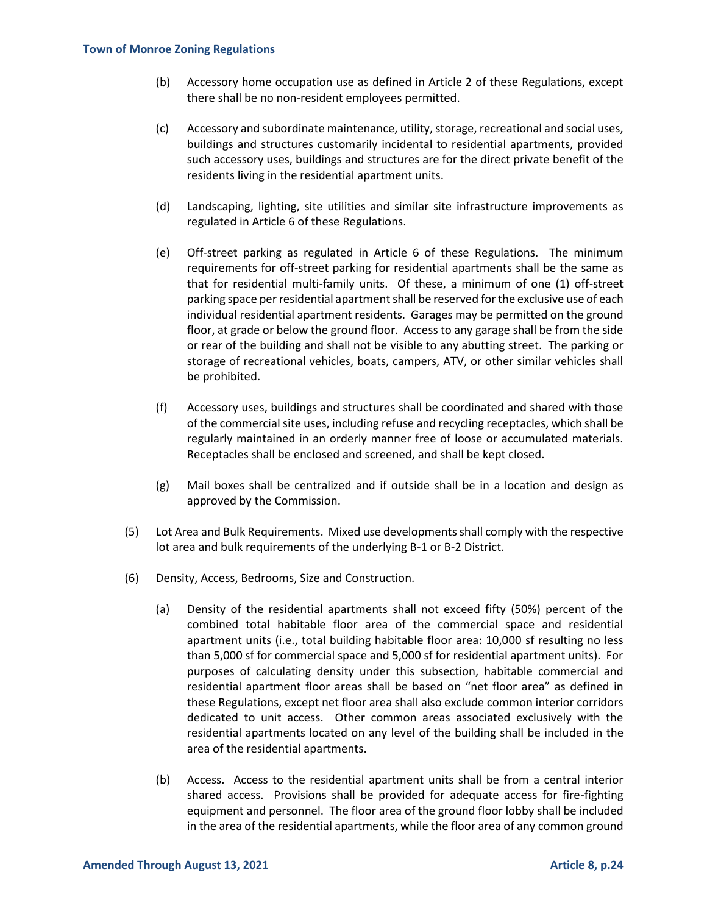(b) Accessory home occupation use as defined in Article 2 of these Regulations, except there shall be no non-resident employees permitted.

(c) Accessory and subordinate maintenance, utility, storage, recreational and social uses, buildings and structures customarily incidental to residential apartments, provided such accessory uses, buildings and structures are for the direct private benefit of the residents living in the residential apartment units.

(d) Landscaping, lighting, site utilities and similar site infrastructure improvements as regulated in Article 6 of these Regulations.

(e) Off-street parking as regulated in Article 6 of these Regulations. The minimum requirements for off-street parking for residential apartments shall be the same as that for residential multi-family units. Of these, a minimum of one (1) off-street parking space per residential apartment shall be reserved for the exclusive use of each individual residential apartment residents. Garages may be permitted on the ground floor, at grade or below the ground floor. Access to any garage shall be from the side or rear of the building and shall not be visible to any abutting street. The parking or storage of recreational vehicles, boats, campers, ATV, or other similar vehicles shall be prohibited.

(f) Accessory uses, buildings and structures shall be coordinated and shared with those of the commercial site uses, including refuse and recycling receptacles, which shall be regularly maintained in an orderly manner free of loose or accumulated materials. Receptacles shall be enclosed and screened, and shall be kept closed.

(g) Mail boxes shall be centralized and if outside shall be in a location and design as approved by the Commission.

(5) Lot Area and Bulk Requirements. Mixed use developments shall comply with the respective lot area and bulk requirements of the underlying B-1 or B-2 District.

(6) Density, Access, Bedrooms, Size and Construction.

(a) Density of the residential apartments shall not exceed fifty (50%) percent of the combined total habitable floor area of the commercial space and residential apartment units (i.e., total building habitable floor area: 10,000 sf resulting no less than 5,000 sf for commercial space and 5,000 sf for residential apartment units). For purposes of calculating density under this subsection, habitable commercial and residential apartment floor areas shall be based on "net floor area" as defined in these Regulations, except net floor area shall also exclude common interior corridors dedicated to unit access. Other common areas associated exclusively with the residential apartments located on any level of the building shall be included in the area of the residential apartments.

(b) Access. Access to the residential apartment units shall be from a central interior shared access. Provisions shall be provided for adequate access for fire-fighting equipment and personnel. The floor area of the ground floor lobby shall be included in the area of the residential apartments, while the floor area of any common ground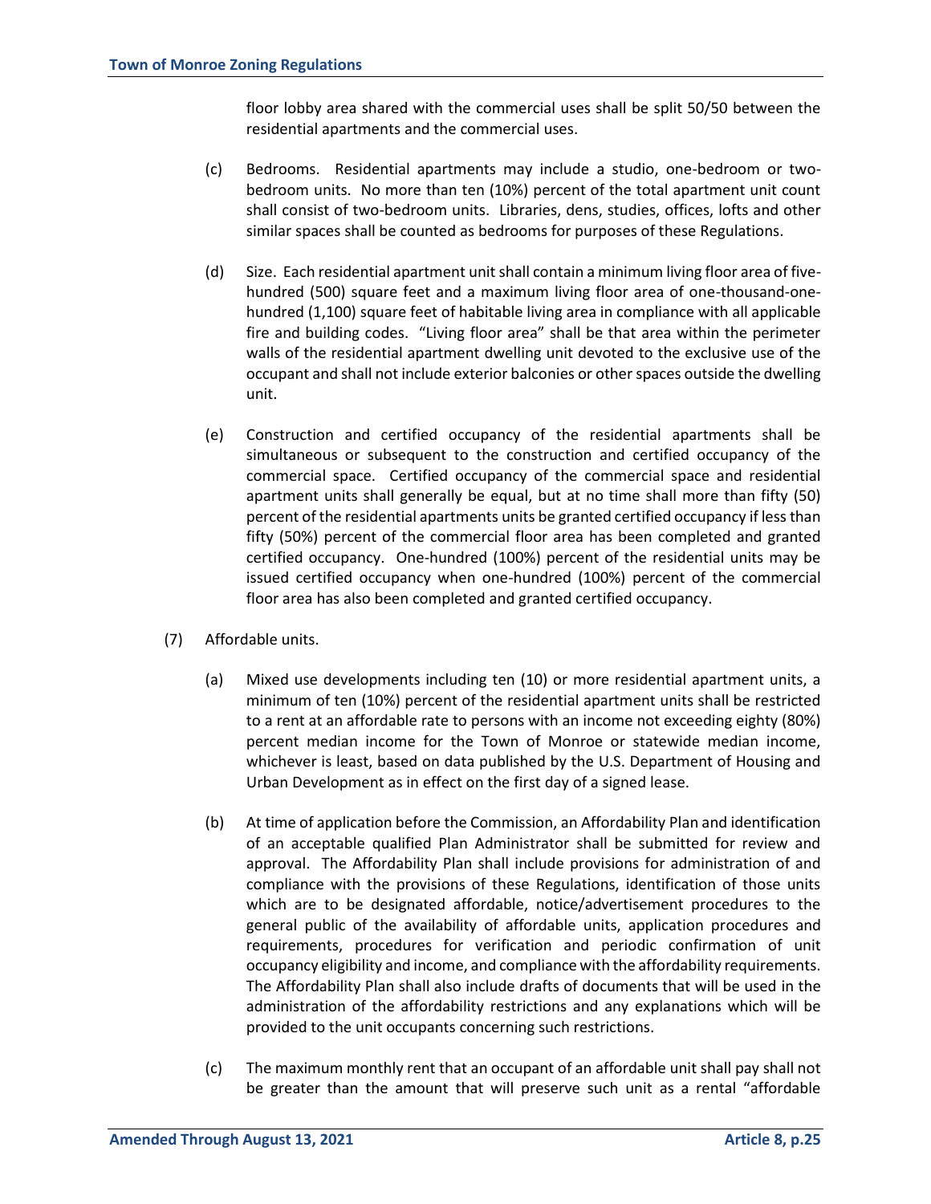floor lobby area shared with the commercial uses shall be split 50/50 between the residential apartments and the commercial uses.

(c) Bedrooms. Residential apartments may include a studio, one-bedroom or two-bedroom units. No more than ten (10%) percent of the total apartment unit count shall consist of two-bedroom units. Libraries, dens, studies, offices, lofts and other similar spaces shall be counted as bedrooms for purposes of these Regulations.

(d) Size. Each residential apartment unit shall contain a minimum living floor area of five-hundred (500) square feet and a maximum living floor area of one-thousand-one-hundred (1,100) square feet of habitable living area in compliance with all applicable fire and building codes. "Living floor area" shall be that area within the perimeter walls of the residential apartment dwelling unit devoted to the exclusive use of the occupant and shall not include exterior balconies or other spaces outside the dwelling unit.

(e) Construction and certified occupancy of the residential apartments shall be simultaneous or subsequent to the construction and certified occupancy of the commercial space. Certified occupancy of the commercial space and residential apartment units shall generally be equal, but at no time shall more than fifty (50) percent of the residential apartments units be granted certified occupancy if less than fifty (50%) percent of the commercial floor area has been completed and granted certified occupancy. One-hundred (100%) percent of the residential units may be issued certified occupancy when one-hundred (100%) percent of the commercial floor area has also been completed and granted certified occupancy.

(7) Affordable units.

(a) Mixed use developments including ten (10) or more residential apartment units, a minimum of ten (10%) percent of the residential apartment units shall be restricted to a rent at an affordable rate to persons with an income not exceeding eighty (80%) percent median income for the Town of Monroe or statewide median income, whichever is least, based on data published by the U.S. Department of Housing and Urban Development as in effect on the first day of a signed lease.

(b) At time of application before the Commission, an Affordability Plan and identification of an acceptable qualified Plan Administrator shall be submitted for review and approval. The Affordability Plan shall include provisions for administration of and compliance with the provisions of these Regulations, identification of those units which are to be designated affordable, notice/advertisement procedures to the general public of the availability of affordable units, application procedures and requirements, procedures for verification and periodic confirmation of unit occupancy eligibility and income, and compliance with the affordability requirements. The Affordability Plan shall also include drafts of documents that will be used in the administration of the affordability restrictions and any explanations which will be provided to the unit occupants concerning such restrictions.

(c) The maximum monthly rent that an occupant of an affordable unit shall pay shall not be greater than the amount that will preserve such unit as a rental "affordable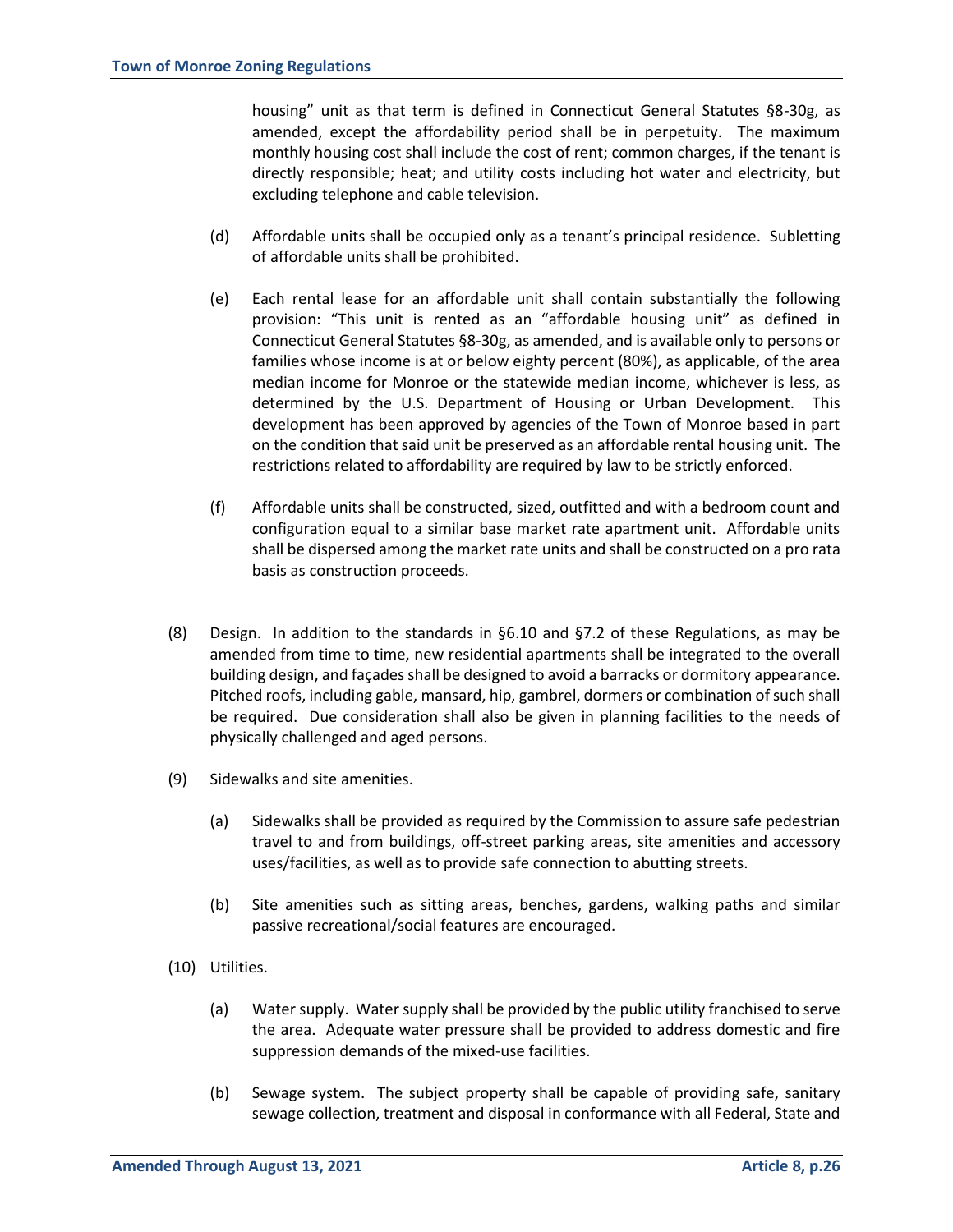housing" unit as that term is defined in Connecticut General Statutes §8-30g, as amended, except the affordability period shall be in perpetuity. The maximum monthly housing cost shall include the cost of rent; common charges, if the tenant is directly responsible; heat; and utility costs including hot water and electricity, but excluding telephone and cable television.

(d) Affordable units shall be occupied only as a tenant's principal residence. Subletting of affordable units shall be prohibited.

(e) Each rental lease for an affordable unit shall contain substantially the following provision: "This unit is rented as an "affordable housing unit" as defined in Connecticut General Statutes §8-30g, as amended, and is available only to persons or families whose income is at or below eighty percent (80%), as applicable, of the area median income for Monroe or the statewide median income, whichever is less, as determined by the U.S. Department of Housing or Urban Development. This development has been approved by agencies of the Town of Monroe based in part on the condition that said unit be preserved as an affordable rental housing unit. The restrictions related to affordability are required by law to be strictly enforced.

(f) Affordable units shall be constructed, sized, outfitted and with a bedroom count and configuration equal to a similar base market rate apartment unit. Affordable units shall be dispersed among the market rate units and shall be constructed on a pro rata basis as construction proceeds.

(8) Design. In addition to the standards in §6.10 and §7.2 of these Regulations, as may be amended from time to time, new residential apartments shall be integrated to the overall building design, and façades shall be designed to avoid a barracks or dormitory appearance. Pitched roofs, including gable, mansard, hip, gambrel, dormers or combination of such shall be required. Due consideration shall also be given in planning facilities to the needs of physically challenged and aged persons.

(9) Sidewalks and site amenities.

(a) Sidewalks shall be provided as required by the Commission to assure safe pedestrian travel to and from buildings, off-street parking areas, site amenities and accessory uses/facilities, as well as to provide safe connection to abutting streets.

(b) Site amenities such as sitting areas, benches, gardens, walking paths and similar passive recreational/social features are encouraged.

(10) Utilities.

(a) Water supply. Water supply shall be provided by the public utility franchised to serve the area. Adequate water pressure shall be provided to address domestic and fire suppression demands of the mixed-use facilities.

(b) Sewage system. The subject property shall be capable of providing safe, sanitary sewage collection, treatment and disposal in conformance with all Federal, State and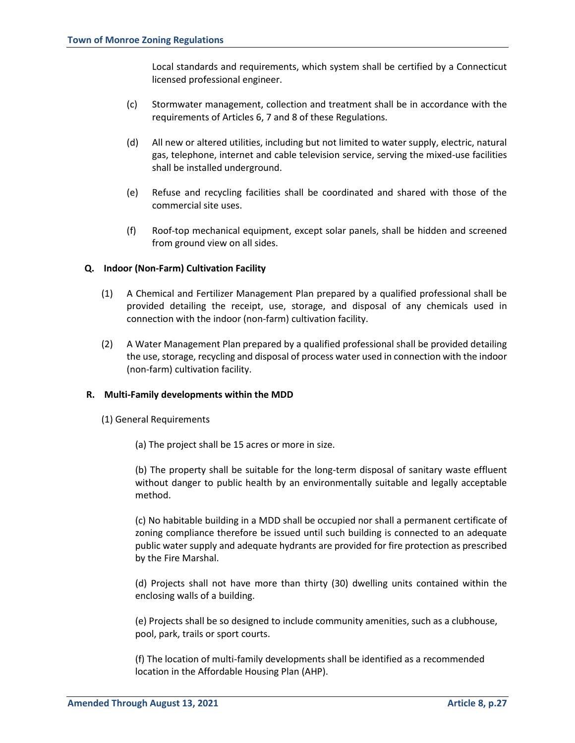Local standards and requirements, which system shall be certified by a Connecticut licensed professional engineer.

(c) Stormwater management, collection and treatment shall be in accordance with the requirements of Articles 6, 7 and 8 of these Regulations.

(d) All new or altered utilities, including but not limited to water supply, electric, natural gas, telephone, internet and cable television service, serving the mixed-use facilities shall be installed underground.

(e) Refuse and recycling facilities shall be coordinated and shared with those of the commercial site uses.

(f) Roof-top mechanical equipment, except solar panels, shall be hidden and screened from ground view on all sides.

**Q. Indoor (Non-Farm) Cultivation Facility**

(1) A Chemical and Fertilizer Management Plan prepared by a qualified professional shall be provided detailing the receipt, use, storage, and disposal of any chemicals used in connection with the indoor (non-farm) cultivation facility.

(2) A Water Management Plan prepared by a qualified professional shall be provided detailing the use, storage, recycling and disposal of process water used in connection with the indoor (non-farm) cultivation facility.

**R. Multi-Family developments within the MDD**

(1) General Requirements

(a) The project shall be 15 acres or more in size.

(b) The property shall be suitable for the long-term disposal of sanitary waste effluent without danger to public health by an environmentally suitable and legally acceptable method.

(c) No habitable building in a MDD shall be occupied nor shall a permanent certificate of zoning compliance therefore be issued until such building is connected to an adequate public water supply and adequate hydrants are provided for fire protection as prescribed by the Fire Marshal.

(d) Projects shall not have more than thirty (30) dwelling units contained within the enclosing walls of a building.

(e) Projects shall be so designed to include community amenities, such as a clubhouse, pool, park, trails or sport courts.

(f) The location of multi-family developments shall be identified as a recommended location in the Affordable Housing Plan (AHP).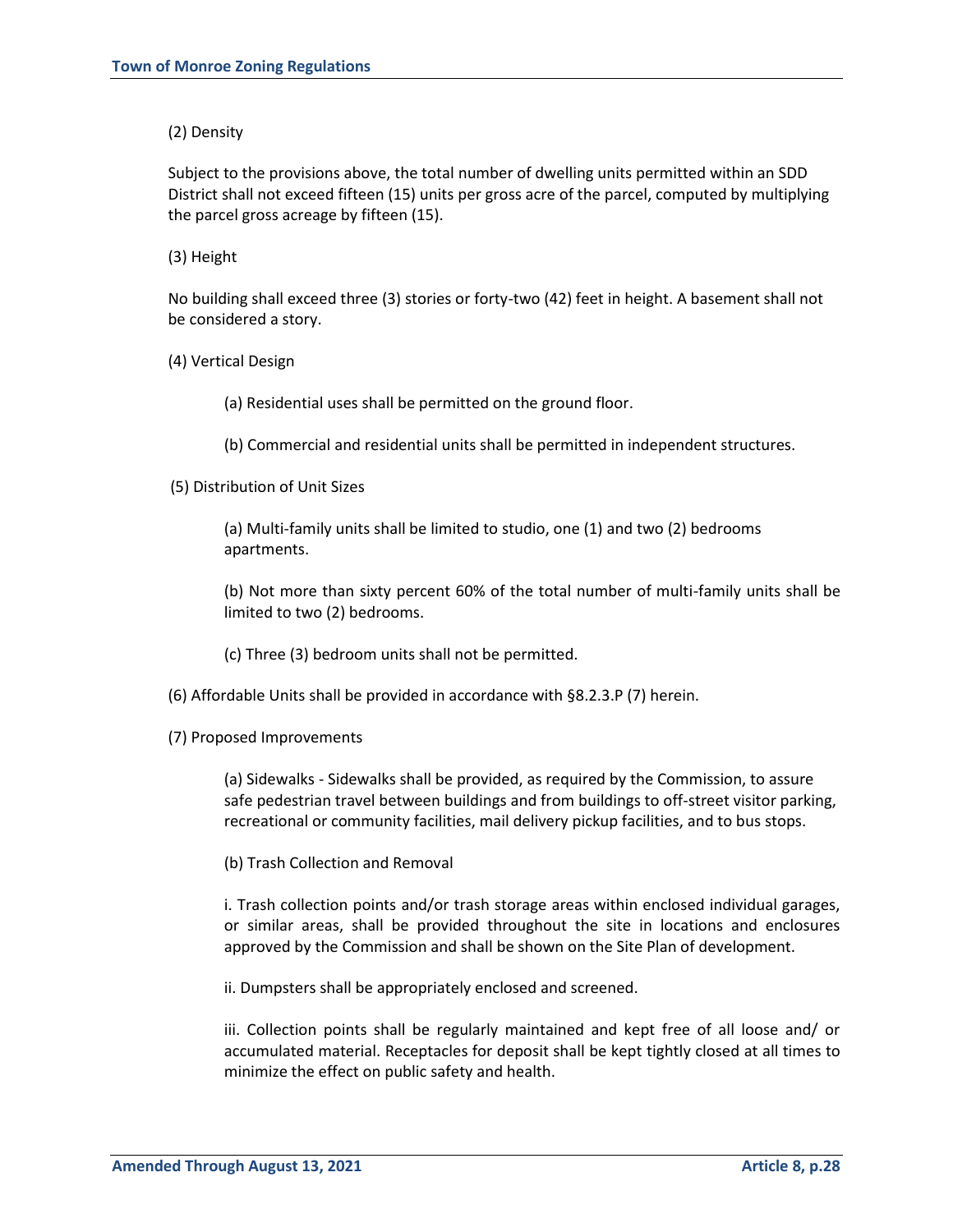(2) Density

Subject to the provisions above, the total number of dwelling units permitted within an SDD District shall not exceed fifteen (15) units per gross acre of the parcel, computed by multiplying the parcel gross acreage by fifteen (15).

(3) Height

No building shall exceed three (3) stories or forty-two (42) feet in height. A basement shall not be considered a story.

(4) Vertical Design

(a) Residential uses shall be permitted on the ground floor.

(b) Commercial and residential units shall be permitted in independent structures.

(5) Distribution of Unit Sizes

(a) Multi-family units shall be limited to studio, one (1) and two (2) bedrooms apartments.

(b) Not more than sixty percent 60% of the total number of multi-family units shall be limited to two (2) bedrooms.

(c) Three (3) bedroom units shall not be permitted.

(6) Affordable Units shall be provided in accordance with §8.2.3.P (7) herein.

(7) Proposed Improvements

(a) Sidewalks - Sidewalks shall be provided, as required by the Commission, to assure safe pedestrian travel between buildings and from buildings to off-street visitor parking, recreational or community facilities, mail delivery pickup facilities, and to bus stops.

(b) Trash Collection and Removal

i. Trash collection points and/or trash storage areas within enclosed individual garages, or similar areas, shall be provided throughout the site in locations and enclosures approved by the Commission and shall be shown on the Site Plan of development.

ii. Dumpsters shall be appropriately enclosed and screened.

iii. Collection points shall be regularly maintained and kept free of all loose and/ or accumulated material. Receptacles for deposit shall be kept tightly closed at all times to minimize the effect on public safety and health.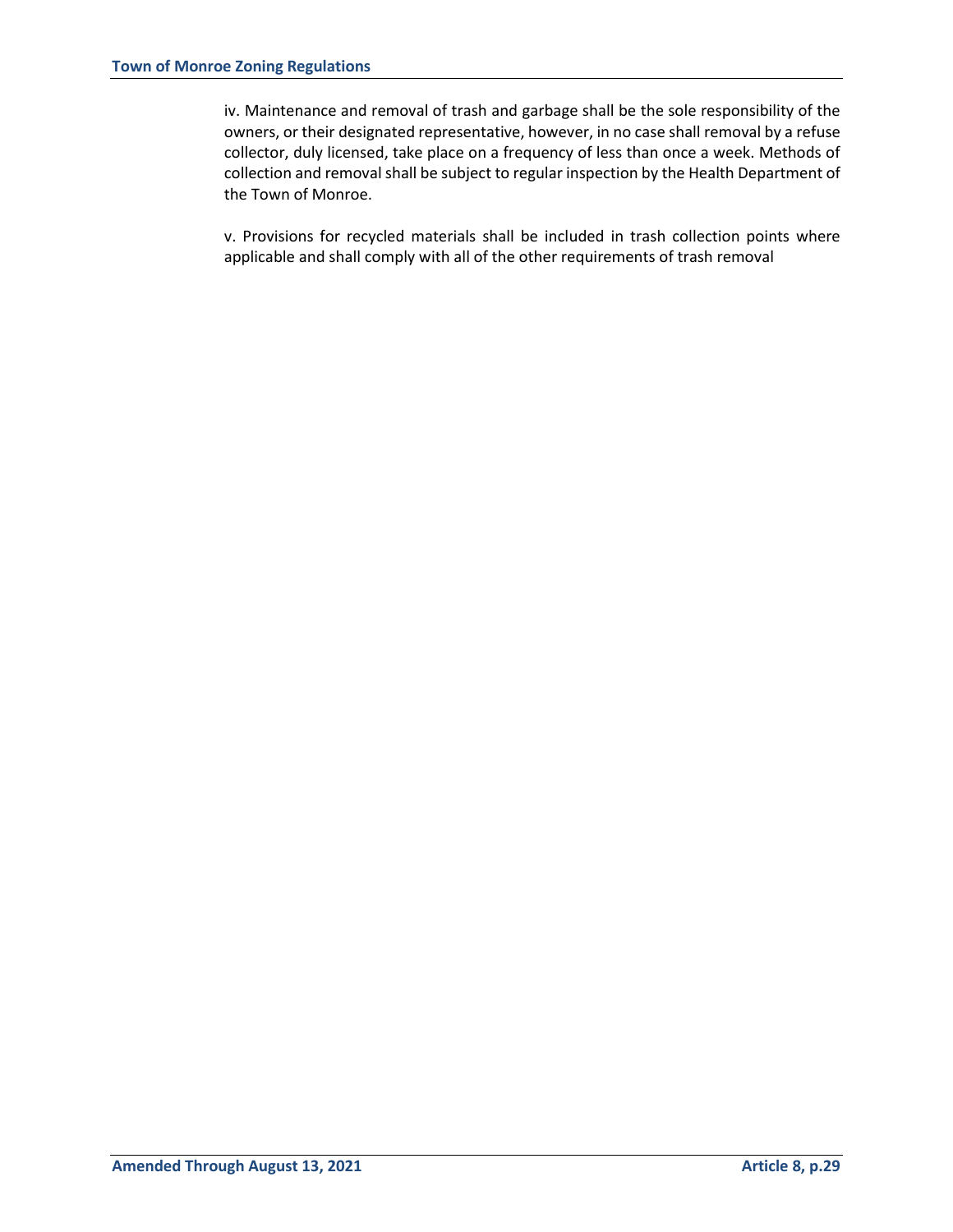iv. Maintenance and removal of trash and garbage shall be the sole responsibility of the owners, or their designated representative, however, in no case shall removal by a refuse collector, duly licensed, take place on a frequency of less than once a week. Methods of collection and removal shall be subject to regular inspection by the Health Department of the Town of Monroe.

v. Provisions for recycled materials shall be included in trash collection points where applicable and shall comply with all of the other requirements of trash removal